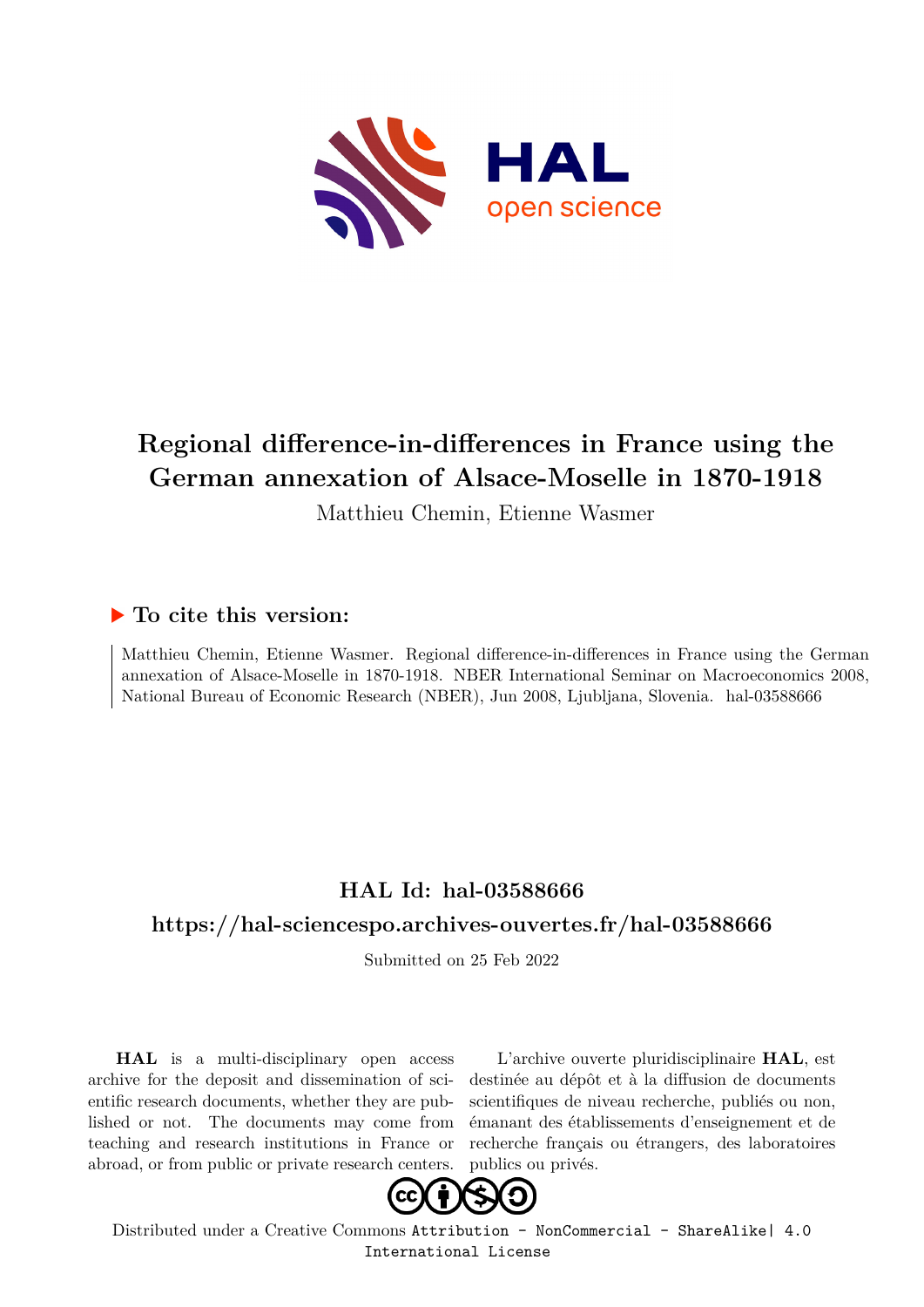# Regional difference-in-differences in France using the German annexation of Alsace-Moselle in 1870-1918

Matthieu Chemin, Etienne Wasmer

## ▶ To cite this version:

Matthieu Chemin, Etienne Wasmer. Regional difference-in-differences in France using the German annexation of Alsace-Moselle in 1870-1918. NBER International Seminar on Macroeconomics 2008, National Bureau of Economic Research (NBER), Jun 2008, Ljubljana, Slovenia. hal-03588666

## HAL Id: hal-03588666

## https://hal-sciencespo.archives-ouvertes.fr/hal-03588666

Submitted on 25 Feb 2022

**HAL** is a multi-disciplinary open access archive for the deposit and dissemination of scientific research documents, whether they are published or not. The documents may come from teaching and research institutions in France or abroad, or from public or private research centers.

L'archive ouverte pluridisciplinaire **HAL**, est destinée au dépôt et à la diffusion de documents scientifiques de niveau recherche, publiés ou non, émanant des établissements d'enseignement et de recherche français ou étrangers, des laboratoires publics ou privés.

Distributed under a Creative Commons Attribution - NonCommercial - ShareAlike| 4.0 International License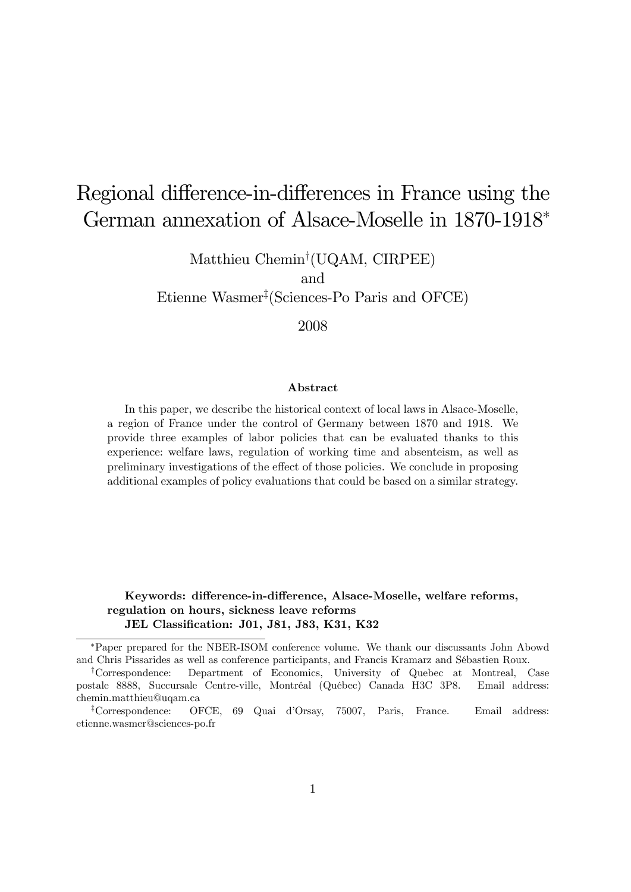# Regional difference-in-differences in France using the German annexation of Alsace-Moselle in 1870-1918*

Matthieu Chemin[†](UQAM, CIRPEE)

and

Etienne Wasmer[‡](Sciences-Po Paris and OFCE)

2008

### Abstract

In this paper, we describe the historical context of local laws in Alsace-Moselle, a region of France under the control of Germany between 1870 and 1918. We provide three examples of labor policies that can be evaluated thanks to this experience: welfare laws, regulation of working time and absenteism, as well as preliminary investigations of the effect of those policies. We conclude in proposing additional examples of policy evaluations that could be based on a similar strategy.

**Keywords: difference-in-difference, Alsace-Moselle, welfare reforms, regulation on hours, sickness leave reforms**

**JEL Classification: J01, J81, J83, K31, K32**

---

*Paper prepared for the NBER-ISOM conference volume. We thank our discussants John Abowd and Chris Pissarides as well as conference participants, and Francis Kramarz and Sébastien Roux.

†Correspondence: Department of Economics, University of Quebec at Montreal, Case postale 8888, Succursale Centre-ville, Montréal (Québec) Canada H3C 3P8. Email address: chemin.matthieu@uqam.ca

‡Correspondence: OFCE, 69 Quai d'Orsay, 75007, Paris, France. Email address: etienne.wasmer@sciences-po.fr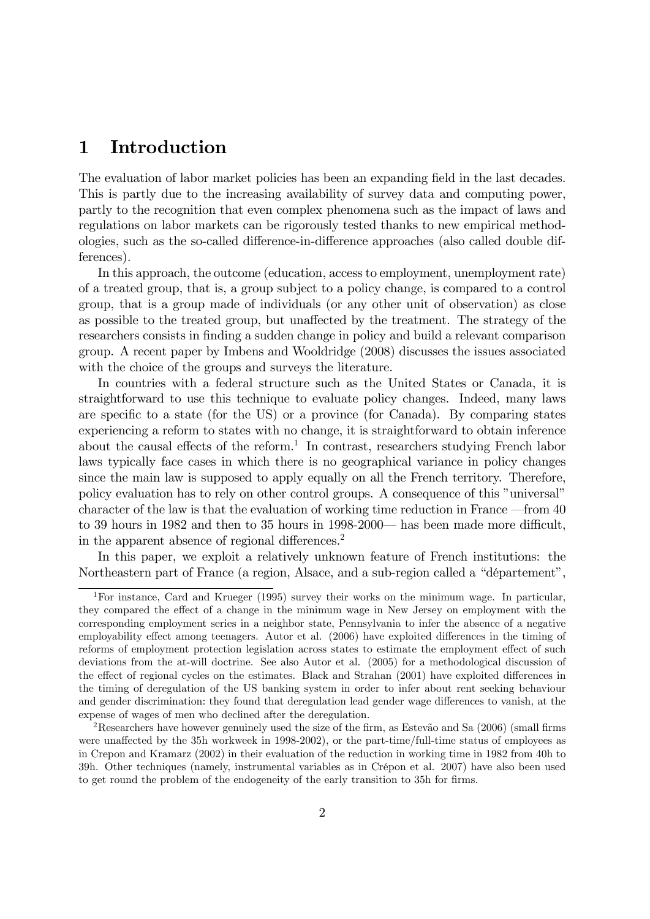# 1 Introduction

The evaluation of labor market policies has been an expanding field in the last decades. This is partly due to the increasing availability of survey data and computing power, partly to the recognition that even complex phenomena such as the impact of laws and regulations on labor markets can be rigorously tested thanks to new empirical methodologies, such as the so-called difference-in-difference approaches (also called double differences).

In this approach, the outcome (education, access to employment, unemployment rate) of a treated group, that is, a group subject to a policy change, is compared to a control group, that is a group made of individuals (or any other unit of observation) as close as possible to the treated group, but unaffected by the treatment. The strategy of the researchers consists in finding a sudden change in policy and build a relevant comparison group. A recent paper by Imbens and Wooldridge (2008) discusses the issues associated with the choice of the groups and surveys the literature.

In countries with a federal structure such as the United States or Canada, it is straightforward to use this technique to evaluate policy changes. Indeed, many laws are specific to a state (for the US) or a province (for Canada). By comparing states experiencing a reform to states with no change, it is straightforward to obtain inference about the causal effects of the reform.[1] In contrast, researchers studying French labor laws typically face cases in which there is no geographical variance in policy changes since the main law is supposed to apply equally on all the French territory. Therefore, policy evaluation has to rely on other control groups. A consequence of this "universal" character of the law is that the evaluation of working time reduction in France —from 40 to 39 hours in 1982 and then to 35 hours in 1998-2000— has been made more difficult, in the apparent absence of regional differences.[2]

In this paper, we exploit a relatively unknown feature of French institutions: the Northeastern part of France (a region, Alsace, and a sub-region called a "département",

---

[1] For instance, Card and Krueger (1995) survey their works on the minimum wage. In particular, they compared the effect of a change in the minimum wage in New Jersey on employment with the corresponding employment series in a neighbor state, Pennsylvania to infer the absence of a negative employability effect among teenagers. Autor et al. (2006) have exploited differences in the timing of reforms of employment protection legislation across states to estimate the employment effect of such deviations from the at-will doctrine. See also Autor et al. (2005) for a methodological discussion of the effect of regional cycles on the estimates. Black and Strahan (2001) have exploited differences in the timing of deregulation of the US banking system in order to infer about rent seeking behaviour and gender discrimination: they found that deregulation lead gender wage differences to vanish, at the expense of wages of men who declined after the deregulation.

[2] Researchers have however genuinely used the size of the firm, as Estevão and Sa (2006) (small firms were unaffected by the 35h workweek in 1998-2002), or the part-time/full-time status of employees as in Crepon and Kramarz (2002) in their evaluation of the reduction in working time in 1982 from 40h to 39h. Other techniques (namely, instrumental variables as in Crépon et al. 2007) have also been used to get round the problem of the endogeneity of the early transition to 35h for firms.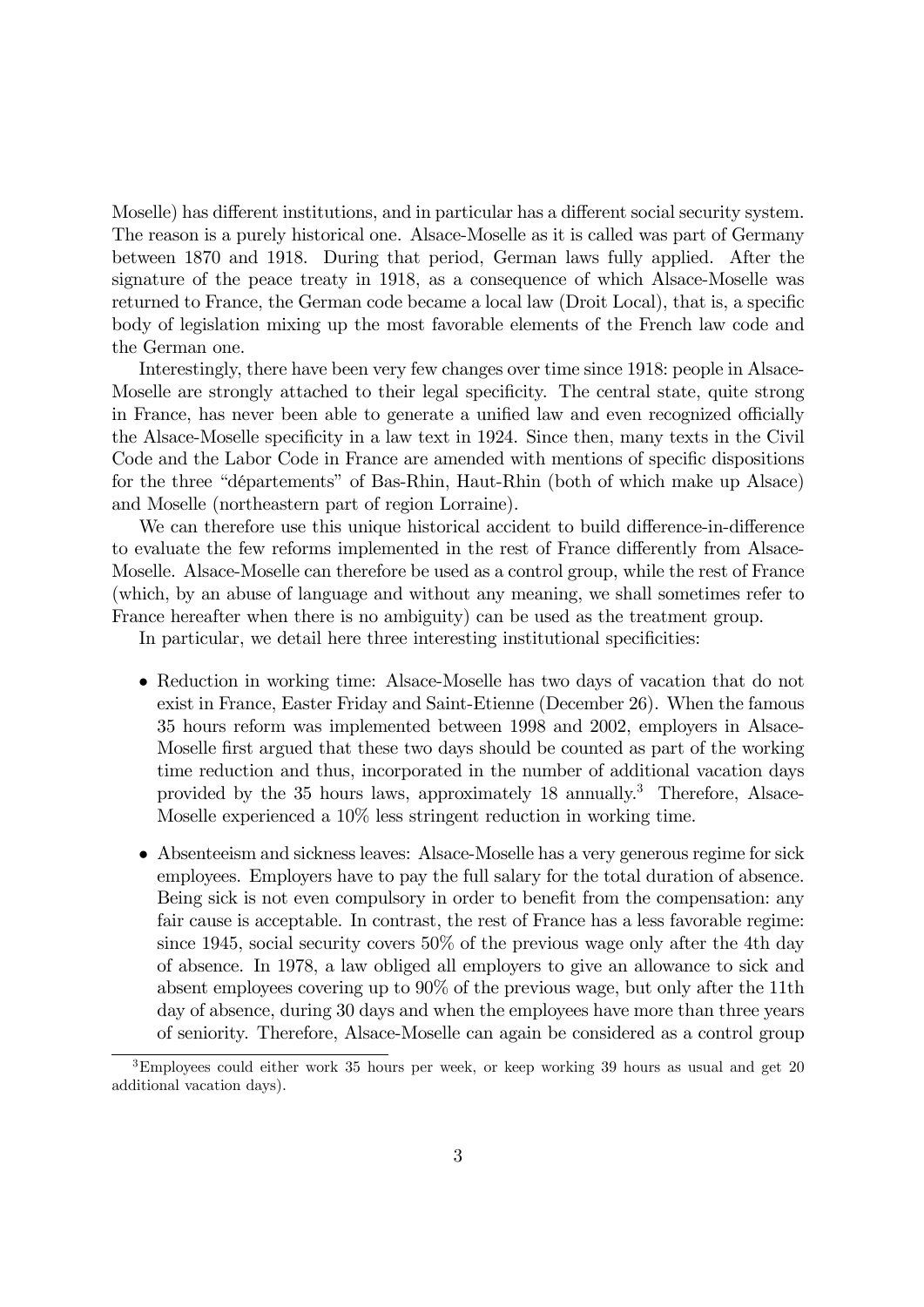Moselle) has different institutions, and in particular has a different social security system. The reason is a purely historical one. Alsace-Moselle as it is called was part of Germany between 1870 and 1918. During that period, German laws fully applied. After the signature of the peace treaty in 1918, as a consequence of which Alsace-Moselle was returned to France, the German code became a local law (Droit Local), that is, a specific body of legislation mixing up the most favorable elements of the French law code and the German one.

Interestingly, there have been very few changes over time since 1918: people in Alsace-Moselle are strongly attached to their legal specificity. The central state, quite strong in France, has never been able to generate a unified law and even recognized officially the Alsace-Moselle specificity in a law text in 1924. Since then, many texts in the Civil Code and the Labor Code in France are amended with mentions of specific dispositions for the three "départements" of Bas-Rhin, Haut-Rhin (both of which make up Alsace) and Moselle (northeastern part of region Lorraine).

We can therefore use this unique historical accident to build difference-in-difference to evaluate the few reforms implemented in the rest of France differently from Alsace-Moselle. Alsace-Moselle can therefore be used as a control group, while the rest of France (which, by an abuse of language and without any meaning, we shall sometimes refer to France hereafter when there is no ambiguity) can be used as the treatment group.

In particular, we detail here three interesting institutional specificities:

- Reduction in working time: Alsace-Moselle has two days of vacation that do not exist in France, Easter Friday and Saint-Etienne (December 26). When the famous 35 hours reform was implemented between 1998 and 2002, employers in Alsace-Moselle first argued that these two days should be counted as part of the working time reduction and thus, incorporated in the number of additional vacation days provided by the 35 hours laws, approximately 18 annually.[3] Therefore, Alsace-Moselle experienced a 10% less stringent reduction in working time.
- Absenteeism and sickness leaves: Alsace-Moselle has a very generous regime for sick employees. Employers have to pay the full salary for the total duration of absence. Being sick is not even compulsory in order to benefit from the compensation: any fair cause is acceptable. In contrast, the rest of France has a less favorable regime: since 1945, social security covers 50% of the previous wage only after the 4th day of absence. In 1978, a law obliged all employers to give an allowance to sick and absent employees covering up to 90% of the previous wage, but only after the 11th day of absence, during 30 days and when the employees have more than three years of seniority. Therefore, Alsace-Moselle can again be considered as a control group

[3] Employees could either work 35 hours per week, or keep working 39 hours as usual and get 20 additional vacation days).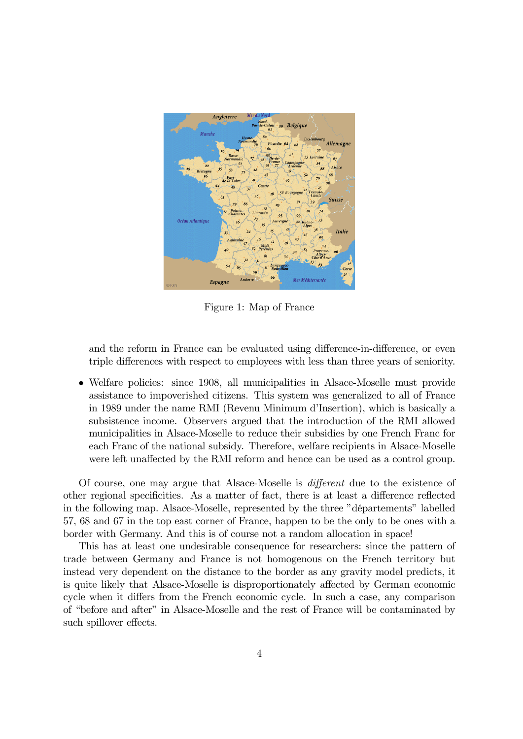Figure 1: Map of France

and the reform in France can be evaluated using difference-in-difference, or even triple differences with respect to employees with less than three years of seniority.

- Welfare policies: since 1908, all municipalities in Alsace-Moselle must provide assistance to impoverished citizens. This system was generalized to all of France in 1989 under the name RMI (Revenu Minimum d'Insertion), which is basically a subsistence income. Observers argued that the introduction of the RMI allowed municipalities in Alsace-Moselle to reduce their subsidies by one French Franc for each Franc of the national subsidy. Therefore, welfare recipients in Alsace-Moselle were left unaffected by the RMI reform and hence can be used as a control group.

Of course, one may argue that Alsace-Moselle is *different* due to the existence of other regional specificities. As a matter of fact, there is at least a difference reflected in the following map. Alsace-Moselle, represented by the three "départements" labelled 57, 68 and 67 in the top east corner of France, happen to be the only to be ones with a border with Germany. And this is of course not a random allocation in space!

This has at least one undesirable consequence for researchers: since the pattern of trade between Germany and France is not homogenous on the French territory but instead very dependent on the distance to the border as any gravity model predicts, it is quite likely that Alsace-Moselle is disproportionately affected by German economic cycle when it differs from the French economic cycle. In such a case, any comparison of "before and after" in Alsace-Moselle and the rest of France will be contaminated by such spillover effects.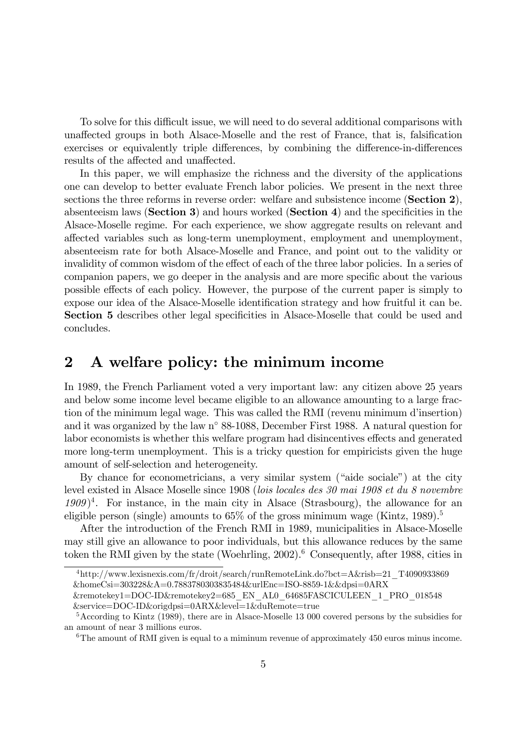To solve for this difficult issue, we will need to do several additional comparisons with unaffected groups in both Alsace-Moselle and the rest of France, that is, falsification exercises or equivalently triple differences, by combining the difference-in-differences results of the affected and unaffected.

In this paper, we will emphasize the richness and the diversity of the applications one can develop to better evaluate French labor policies. We present in the next three sections the three reforms in reverse order: welfare and subsistence income (**Section 2**), absenteeism laws (**Section 3**) and hours worked (**Section 4**) and the specificities in the Alsace-Moselle regime. For each experience, we show aggregate results on relevant and affected variables such as long-term unemployment, employment and unemployment, absenteeism rate for both Alsace-Moselle and France, and point out to the validity or invalidity of common wisdom of the effect of each of the three labor policies. In a series of companion papers, we go deeper in the analysis and are more specific about the various possible effects of each policy. However, the purpose of the current paper is simply to expose our idea of the Alsace-Moselle identification strategy and how fruitful it can be. **Section 5** describes other legal specificities in Alsace-Moselle that could be used and concludes.

## 2 A welfare policy: the minimum income

In 1989, the French Parliament voted a very important law: any citizen above 25 years and below some income level became eligible to an allowance amounting to a large fraction of the minimum legal wage. This was called the RMI (revenu minimum d'insertion) and it was organized by the law n° 88-1088, December First 1988. A natural question for labor economists is whether this welfare program had disincentives effects and generated more long-term unemployment. This is a tricky question for empiricists given the huge amount of self-selection and heterogeneity.

By chance for econometricians, a very similar system ("aide sociale") at the city level existed in Alsace Moselle since 1908 (*lois locales des 30 mai 1908 et du 8 novembre 1909*)[4]. For instance, in the main city in Alsace (Strasbourg), the allowance for an eligible person (single) amounts to 65% of the gross minimum wage (Kintz, 1989).[5]

After the introduction of the French RMI in 1989, municipalities in Alsace-Moselle may still give an allowance to poor individuals, but this allowance reduces by the same token the RMI given by the state (Woehrling, 2002).[6] Consequently, after 1988, cities in

---

[4] http://www.lexisnexis.com/fr/droit/search/runRemoteLink.do?bct=A&risb=21_T4090933869 &homeCsi=303228&A=0.7883780303835484&urlEnc=ISO-8859-1&&dpsi=0ARX &remotekey1=DOC-ID&remotekey2=685_EN_AL0_64685FASCICULEEN_1_PRO_018548 &service=DOC-ID&origdpsi=0ARX&level=1&duRemote=true

[5] According to Kintz (1989), there are in Alsace-Moselle 13 000 covered persons by the subsidies for an amount of near 3 millions euros.

[6] The amount of RMI given is equal to a miminum revenue of approximately 450 euros minus income.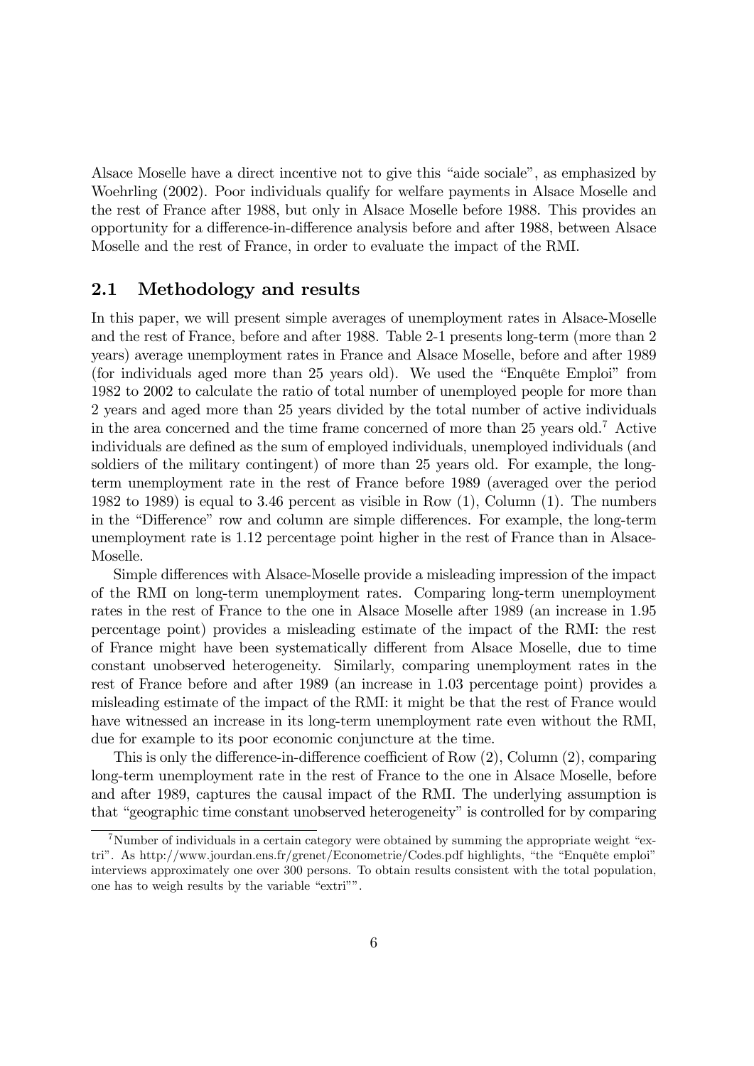Alsace Moselle have a direct incentive not to give this "aide sociale", as emphasized by Woehrling (2002). Poor individuals qualify for welfare payments in Alsace Moselle and the rest of France after 1988, but only in Alsace Moselle before 1988. This provides an opportunity for a difference-in-difference analysis before and after 1988, between Alsace Moselle and the rest of France, in order to evaluate the impact of the RMI.

## 2.1 Methodology and results

In this paper, we will present simple averages of unemployment rates in Alsace-Moselle and the rest of France, before and after 1988. Table 2-1 presents long-term (more than 2 years) average unemployment rates in France and Alsace Moselle, before and after 1989 (for individuals aged more than 25 years old). We used the "Enquête Emploi" from 1982 to 2002 to calculate the ratio of total number of unemployed people for more than 2 years and aged more than 25 years divided by the total number of active individuals in the area concerned and the time frame concerned of more than 25 years old.[7] Active individuals are defined as the sum of employed individuals, unemployed individuals (and soldiers of the military contingent) of more than 25 years old. For example, the long-term unemployment rate in the rest of France before 1989 (averaged over the period 1982 to 1989) is equal to 3.46 percent as visible in Row (1), Column (1). The numbers in the "Difference" row and column are simple differences. For example, the long-term unemployment rate is 1.12 percentage point higher in the rest of France than in Alsace-Moselle.

Simple differences with Alsace-Moselle provide a misleading impression of the impact of the RMI on long-term unemployment rates. Comparing long-term unemployment rates in the rest of France to the one in Alsace Moselle after 1989 (an increase in 1.95 percentage point) provides a misleading estimate of the impact of the RMI: the rest of France might have been systematically different from Alsace Moselle, due to time constant unobserved heterogeneity. Similarly, comparing unemployment rates in the rest of France before and after 1989 (an increase in 1.03 percentage point) provides a misleading estimate of the impact of the RMI: it might be that the rest of France would have witnessed an increase in its long-term unemployment rate even without the RMI, due for example to its poor economic conjuncture at the time.

This is only the difference-in-difference coefficient of Row (2), Column (2), comparing long-term unemployment rate in the rest of France to the one in Alsace Moselle, before and after 1989, captures the causal impact of the RMI. The underlying assumption is that "geographic time constant unobserved heterogeneity" is controlled for by comparing

[7] Number of individuals in a certain category were obtained by summing the appropriate weight "extri". As http://www.jourdan.ens.fr/grenet/Econometrie/Codes.pdf highlights, "the "Enquête emploi" interviews approximately one over 300 persons. To obtain results consistent with the total population, one has to weigh results by the variable "extri"".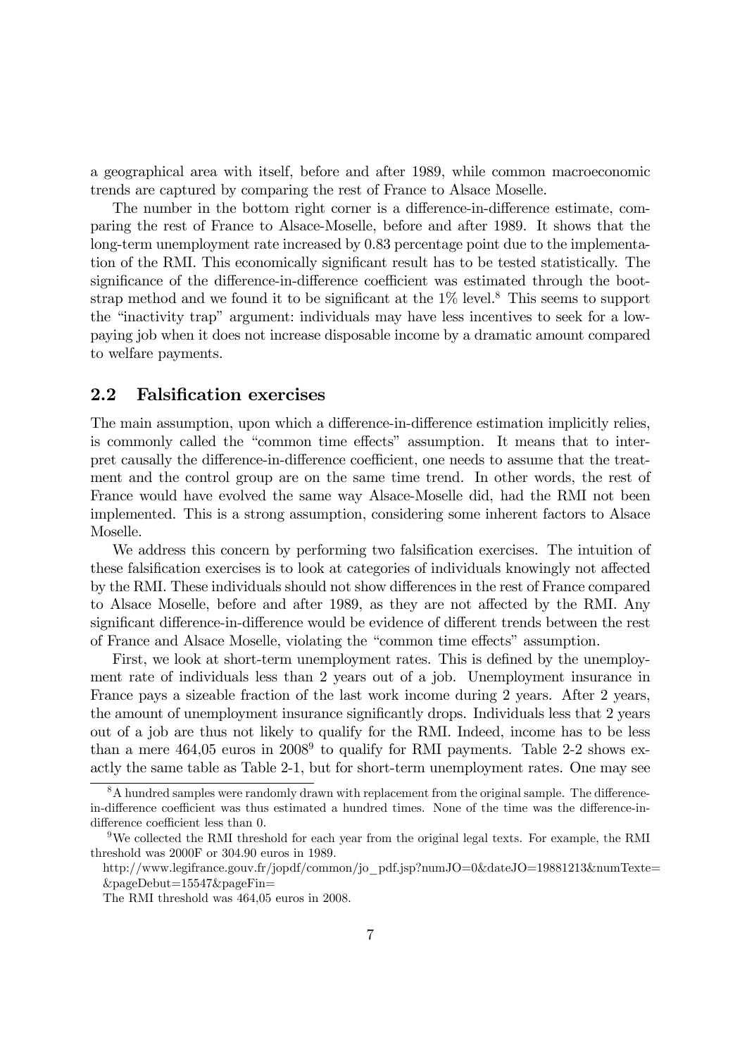a geographical area with itself, before and after 1989, while common macroeconomic trends are captured by comparing the rest of France to Alsace Moselle.

The number in the bottom right corner is a difference-in-difference estimate, comparing the rest of France to Alsace-Moselle, before and after 1989. It shows that the long-term unemployment rate increased by 0.83 percentage point due to the implementation of the RMI. This economically significant result has to be tested statistically. The significance of the difference-in-difference coefficient was estimated through the bootstrap method and we found it to be significant at the 1% level.[8] This seems to support the "inactivity trap" argument: individuals may have less incentives to seek for a low-paying job when it does not increase disposable income by a dramatic amount compared to welfare payments.

## 2.2 Falsification exercises

The main assumption, upon which a difference-in-difference estimation implicitly relies, is commonly called the "common time effects" assumption. It means that to interpret causally the difference-in-difference coefficient, one needs to assume that the treatment and the control group are on the same time trend. In other words, the rest of France would have evolved the same way Alsace-Moselle did, had the RMI not been implemented. This is a strong assumption, considering some inherent factors to Alsace Moselle.

We address this concern by performing two falsification exercises. The intuition of these falsification exercises is to look at categories of individuals knowingly not affected by the RMI. These individuals should not show differences in the rest of France compared to Alsace Moselle, before and after 1989, as they are not affected by the RMI. Any significant difference-in-difference would be evidence of different trends between the rest of France and Alsace Moselle, violating the "common time effects" assumption.

First, we look at short-term unemployment rates. This is defined by the unemployment rate of individuals less than 2 years out of a job. Unemployment insurance in France pays a sizeable fraction of the last work income during 2 years. After 2 years, the amount of unemployment insurance significantly drops. Individuals less that 2 years out of a job are thus not likely to qualify for the RMI. Indeed, income has to be less than a mere 464,05 euros in 2008[9] to qualify for RMI payments. Table 2-2 shows exactly the same table as Table 2-1, but for short-term unemployment rates. One may see

---

[8] A hundred samples were randomly drawn with replacement from the original sample. The difference-in-difference coefficient was thus estimated a hundred times. None of the time was the difference-in-difference coefficient less than 0.

[9] We collected the RMI threshold for each year from the original legal texts. For example, the RMI threshold was 2000F or 304.90 euros in 1989.

http://www.legifrance.gouv.fr/jopdf/common/jo_pdf.jsp?numJO=0&dateJO=19881213&numTexte=&pageDebut=15547&pageFin=

The RMI threshold was 464,05 euros in 2008.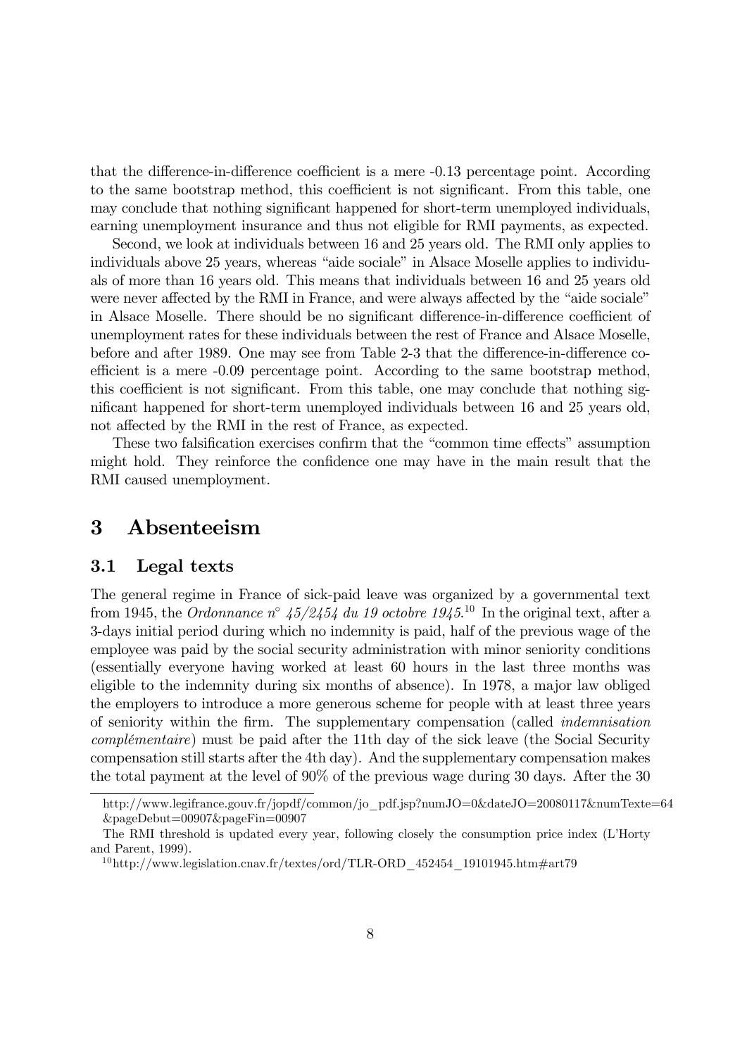that the difference-in-difference coefficient is a mere -0.13 percentage point. According to the same bootstrap method, this coefficient is not significant. From this table, one may conclude that nothing significant happened for short-term unemployed individuals, earning unemployment insurance and thus not eligible for RMI payments, as expected.

Second, we look at individuals between 16 and 25 years old. The RMI only applies to individuals above 25 years, whereas "aide sociale" in Alsace Moselle applies to individuals of more than 16 years old. This means that individuals between 16 and 25 years old were never affected by the RMI in France, and were always affected by the "aide sociale" in Alsace Moselle. There should be no significant difference-in-difference coefficient of unemployment rates for these individuals between the rest of France and Alsace Moselle, before and after 1989. One may see from Table 2-3 that the difference-in-difference coefficient is a mere -0.09 percentage point. According to the same bootstrap method, this coefficient is not significant. From this table, one may conclude that nothing significant happened for short-term unemployed individuals between 16 and 25 years old, not affected by the RMI in the rest of France, as expected.

These two falsification exercises confirm that the "common time effects" assumption might hold. They reinforce the confidence one may have in the main result that the RMI caused unemployment.

# 3 Absenteeism

## 3.1 Legal texts

The general regime in France of sick-paid leave was organized by a governmental text from 1945, the *Ordonnance n° 45/2454 du 19 octobre 1945*.[10] In the original text, after a 3-days initial period during which no indemnity is paid, half of the previous wage of the employee was paid by the social security administration with minor seniority conditions (essentially everyone having worked at least 60 hours in the last three months was eligible to the indemnity during six months of absence). In 1978, a major law obliged the employers to introduce a more generous scheme for people with at least three years of seniority within the firm. The supplementary compensation (called *indemnisation complémentaire*) must be paid after the 11th day of the sick leave (the Social Security compensation still starts after the 4th day). And the supplementary compensation makes the total payment at the level of 90% of the previous wage during 30 days. After the 30

---

http://www.legifrance.gouv.fr/jopdf/common/jo_pdf.jsp?numJO=0&dateJO=20080117&numTexte=64&pageDebut=00907&pageFin=00907

The RMI threshold is updated every year, following closely the consumption price index (L'Horty and Parent, 1999).

[10] http://www.legislation.cnav.fr/textes/ord/TLR-ORD_452454_19101945.htm#art79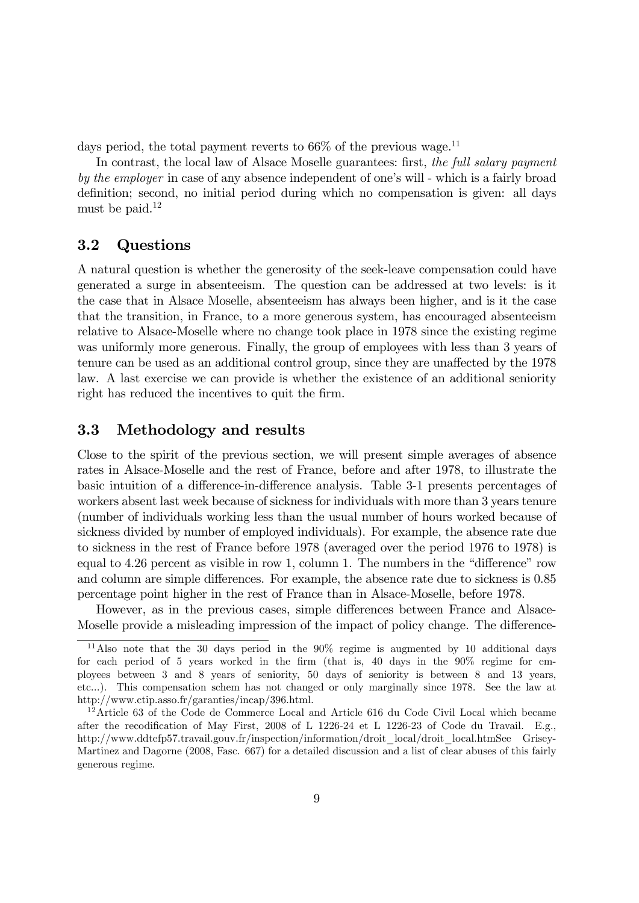days period, the total payment reverts to 66% of the previous wage.[11]

In contrast, the local law of Alsace Moselle guarantees: first, *the full salary payment by the employer* in case of any absence independent of one's will - which is a fairly broad definition; second, no initial period during which no compensation is given: all days must be paid.[12]

## 3.2 Questions

A natural question is whether the generosity of the seek-leave compensation could have generated a surge in absenteeism. The question can be addressed at two levels: is it the case that in Alsace Moselle, absenteeism has always been higher, and is it the case that the transition, in France, to a more generous system, has encouraged absenteeism relative to Alsace-Moselle where no change took place in 1978 since the existing regime was uniformly more generous. Finally, the group of employees with less than 3 years of tenure can be used as an additional control group, since they are unaffected by the 1978 law. A last exercise we can provide is whether the existence of an additional seniority right has reduced the incentives to quit the firm.

## 3.3 Methodology and results

Close to the spirit of the previous section, we will present simple averages of absence rates in Alsace-Moselle and the rest of France, before and after 1978, to illustrate the basic intuition of a difference-in-difference analysis. Table 3-1 presents percentages of workers absent last week because of sickness for individuals with more than 3 years tenure (number of individuals working less than the usual number of hours worked because of sickness divided by number of employed individuals). For example, the absence rate due to sickness in the rest of France before 1978 (averaged over the period 1976 to 1978) is equal to 4.26 percent as visible in row 1, column 1. The numbers in the "difference" row and column are simple differences. For example, the absence rate due to sickness is 0.85 percentage point higher in the rest of France than in Alsace-Moselle, before 1978.

However, as in the previous cases, simple differences between France and Alsace-Moselle provide a misleading impression of the impact of policy change. The difference-

---

[11] Also note that the 30 days period in the 90% regime is augmented by 10 additional days for each period of 5 years worked in the firm (that is, 40 days in the 90% regime for employees between 3 and 8 years of seniority, 50 days of seniority is between 8 and 13 years, etc...). This compensation schem has not changed or only marginally since 1978. See the law at http://www.ctip.asso.fr/garanties/incap/396.html.

[12] Article 63 of the Code de Commerce Local and Article 616 du Code Civil Local which became after the recodification of May First, 2008 of L 1226-24 et L 1226-23 of Code du Travail. E.g., http://www.ddtefp57.travail.gouv.fr/inspection/information/droit_local/droit_local.htmSee Grisey-Martinez and Dagorne (2008, Fasc. 667) for a detailed discussion and a list of clear abuses of this fairly generous regime.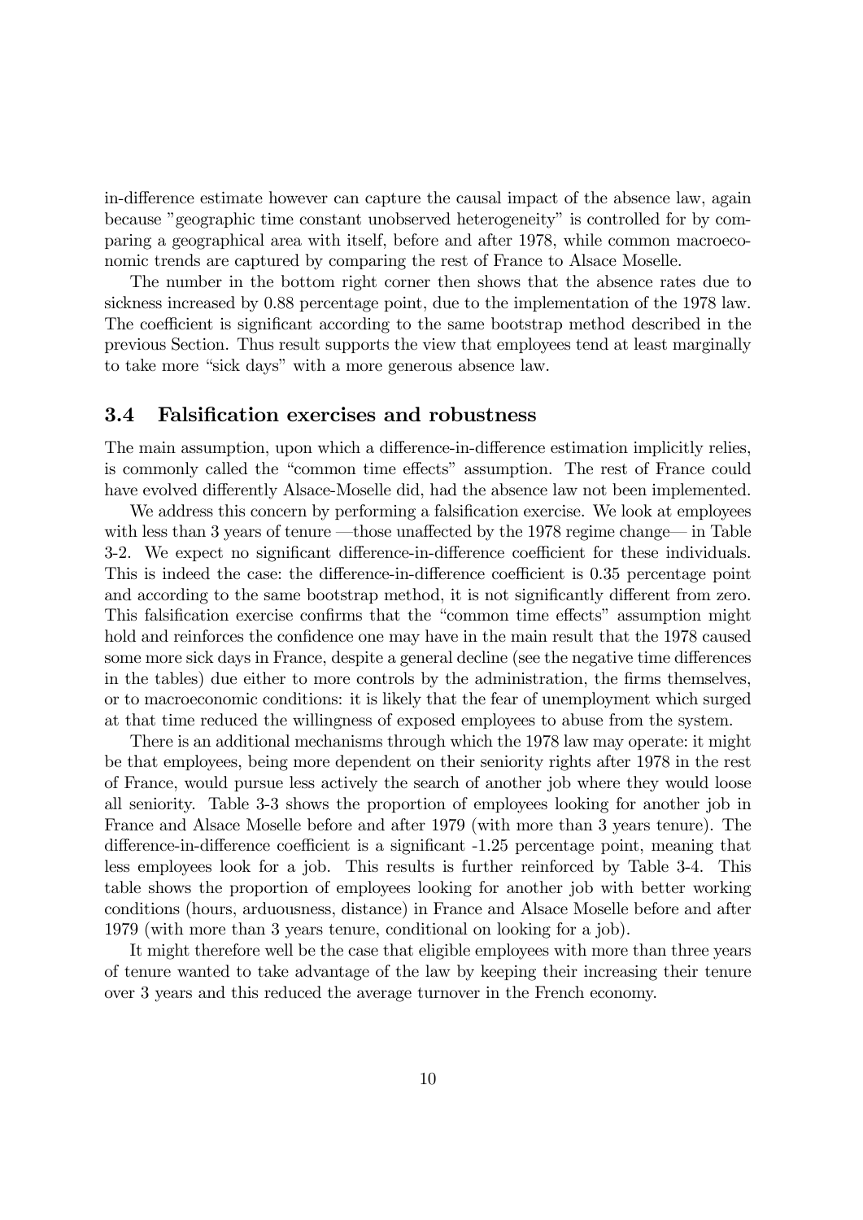in-difference estimate however can capture the causal impact of the absence law, again because "geographic time constant unobserved heterogeneity" is controlled for by comparing a geographical area with itself, before and after 1978, while common macroeconomic trends are captured by comparing the rest of France to Alsace Moselle.

The number in the bottom right corner then shows that the absence rates due to sickness increased by 0.88 percentage point, due to the implementation of the 1978 law. The coefficient is significant according to the same bootstrap method described in the previous Section. Thus result supports the view that employees tend at least marginally to take more "sick days" with a more generous absence law.

### 3.4 Falsification exercises and robustness

The main assumption, upon which a difference-in-difference estimation implicitly relies, is commonly called the "common time effects" assumption. The rest of France could have evolved differently Alsace-Moselle did, had the absence law not been implemented.

We address this concern by performing a falsification exercise. We look at employees with less than 3 years of tenure —those unaffected by the 1978 regime change— in Table 3-2. We expect no significant difference-in-difference coefficient for these individuals. This is indeed the case: the difference-in-difference coefficient is 0.35 percentage point and according to the same bootstrap method, it is not significantly different from zero. This falsification exercise confirms that the "common time effects" assumption might hold and reinforces the confidence one may have in the main result that the 1978 caused some more sick days in France, despite a general decline (see the negative time differences in the tables) due either to more controls by the administration, the firms themselves, or to macroeconomic conditions: it is likely that the fear of unemployment which surged at that time reduced the willingness of exposed employees to abuse from the system.

There is an additional mechanisms through which the 1978 law may operate: it might be that employees, being more dependent on their seniority rights after 1978 in the rest of France, would pursue less actively the search of another job where they would loose all seniority. Table 3-3 shows the proportion of employees looking for another job in France and Alsace Moselle before and after 1979 (with more than 3 years tenure). The difference-in-difference coefficient is a significant -1.25 percentage point, meaning that less employees look for a job. This results is further reinforced by Table 3-4. This table shows the proportion of employees looking for another job with better working conditions (hours, arduousness, distance) in France and Alsace Moselle before and after 1979 (with more than 3 years tenure, conditional on looking for a job).

It might therefore well be the case that eligible employees with more than three years of tenure wanted to take advantage of the law by keeping their increasing their tenure over 3 years and this reduced the average turnover in the French economy.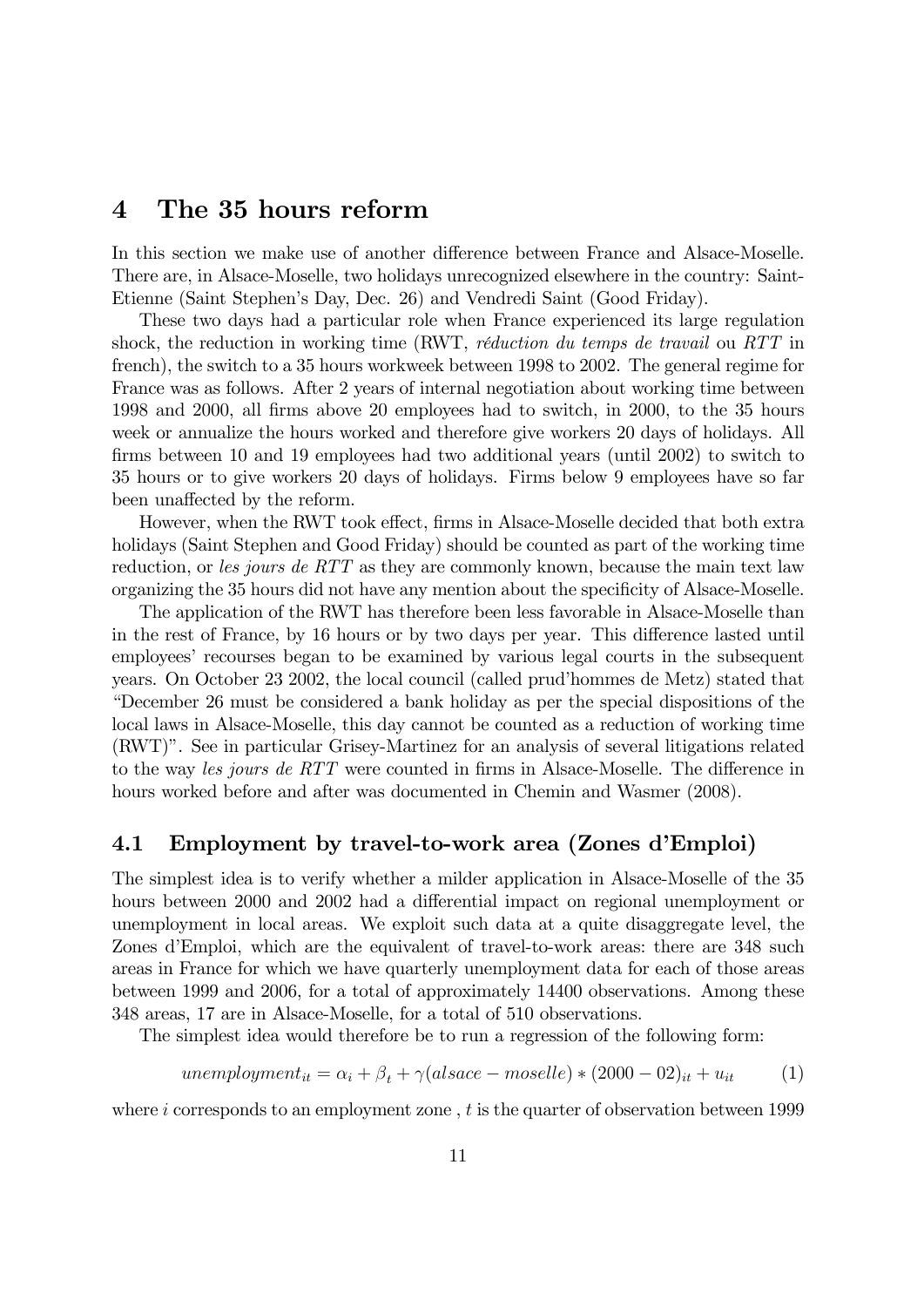# 4 The 35 hours reform

In this section we make use of another difference between France and Alsace-Moselle. There are, in Alsace-Moselle, two holidays unrecognized elsewhere in the country: Saint-Etienne (Saint Stephen's Day, Dec. 26) and Vendredi Saint (Good Friday).

These two days had a particular role when France experienced its large regulation shock, the reduction in working time (RWT, *réduction du temps de travail* ou *RTT* in french), the switch to a 35 hours workweek between 1998 to 2002. The general regime for France was as follows. After 2 years of internal negotiation about working time between 1998 and 2000, all firms above 20 employees had to switch, in 2000, to the 35 hours week or annualize the hours worked and therefore give workers 20 days of holidays. All firms between 10 and 19 employees had two additional years (until 2002) to switch to 35 hours or to give workers 20 days of holidays. Firms below 9 employees have so far been unaffected by the reform.

However, when the RWT took effect, firms in Alsace-Moselle decided that both extra holidays (Saint Stephen and Good Friday) should be counted as part of the working time reduction, or *les jours de RTT* as they are commonly known, because the main text law organizing the 35 hours did not have any mention about the specificity of Alsace-Moselle.

The application of the RWT has therefore been less favorable in Alsace-Moselle than in the rest of France, by 16 hours or by two days per year. This difference lasted until employees' recourses began to be examined by various legal courts in the subsequent years. On October 23 2002, the local council (called prud'hommes de Metz) stated that "December 26 must be considered a bank holiday as per the special dispositions of the local laws in Alsace-Moselle, this day cannot be counted as a reduction of working time (RWT)". See in particular Grisey-Martinez for an analysis of several litigations related to the way *les jours de RTT* were counted in firms in Alsace-Moselle. The difference in hours worked before and after was documented in Chemin and Wasmer (2008).

## 4.1 Employment by travel-to-work area (Zones d'Emploi)

The simplest idea is to verify whether a milder application in Alsace-Moselle of the 35 hours between 2000 and 2002 had a differential impact on regional unemployment or unemployment in local areas. We exploit such data at a quite disaggregate level, the Zones d'Emploi, which are the equivalent of travel-to-work areas: there are 348 such areas in France for which we have quarterly unemployment data for each of those areas between 1999 and 2006, for a total of approximately 14400 observations. Among these 348 areas, 17 are in Alsace-Moselle, for a total of 510 observations.

The simplest idea would therefore be to run a regression of the following form:

$$unemployment_{it} = \alpha_i + \beta_t + \gamma(alsace - moselle) * (2000 - 02)_{it} + u_{it} \qquad (1)$$

where $i$ corresponds to an employment zone , $t$ is the quarter of observation between 1999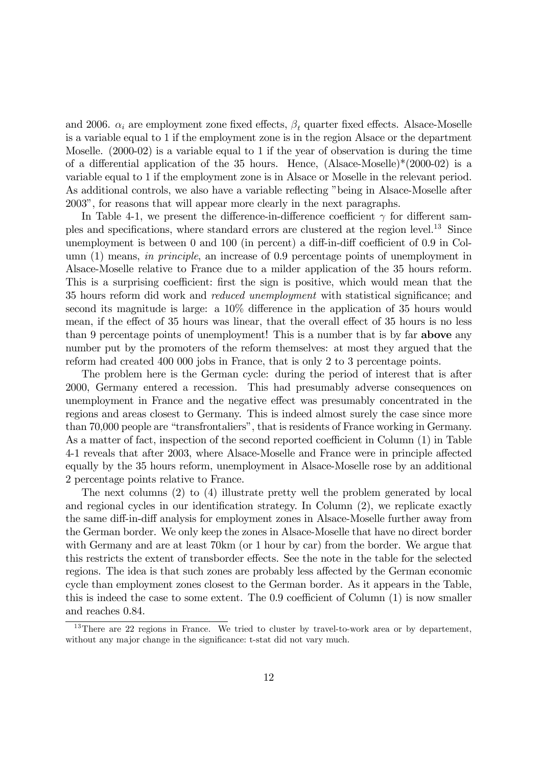and 2006. $\alpha_i$ are employment zone fixed effects, $\beta_t$ quarter fixed effects. Alsace-Moselle is a variable equal to 1 if the employment zone is in the region Alsace or the department Moselle. (2000-02) is a variable equal to 1 if the year of observation is during the time of a differential application of the 35 hours. Hence, (Alsace-Moselle)*(2000-02) is a variable equal to 1 if the employment zone is in Alsace or Moselle in the relevant period. As additional controls, we also have a variable reflecting "being in Alsace-Moselle after 2003", for reasons that will appear more clearly in the next paragraphs.

In Table 4-1, we present the difference-in-difference coefficient $\gamma$ for different samples and specifications, where standard errors are clustered at the region level.[13] Since unemployment is between 0 and 100 (in percent) a diff-in-diff coefficient of 0.9 in Column (1) means, *in principle*, an increase of 0.9 percentage points of unemployment in Alsace-Moselle relative to France due to a milder application of the 35 hours reform. This is a surprising coefficient: first the sign is positive, which would mean that the 35 hours reform did work and *reduced unemployment* with statistical significance; and second its magnitude is large: a 10% difference in the application of 35 hours would mean, if the effect of 35 hours was linear, that the overall effect of 35 hours is no less than 9 percentage points of unemployment! This is a number that is by far **above** any number put by the promoters of the reform themselves: at most they argued that the reform had created 400 000 jobs in France, that is only 2 to 3 percentage points.

The problem here is the German cycle: during the period of interest that is after 2000, Germany entered a recession. This had presumably adverse consequences on unemployment in France and the negative effect was presumably concentrated in the regions and areas closest to Germany. This is indeed almost surely the case since more than 70,000 people are "transfrontaliers", that is residents of France working in Germany. As a matter of fact, inspection of the second reported coefficient in Column (1) in Table 4-1 reveals that after 2003, where Alsace-Moselle and France were in principle affected equally by the 35 hours reform, unemployment in Alsace-Moselle rose by an additional 2 percentage points relative to France.

The next columns (2) to (4) illustrate pretty well the problem generated by local and regional cycles in our identification strategy. In Column (2), we replicate exactly the same diff-in-diff analysis for employment zones in Alsace-Moselle further away from the German border. We only keep the zones in Alsace-Moselle that have no direct border with Germany and are at least 70km (or 1 hour by car) from the border. We argue that this restricts the extent of transborder effects. See the note in the table for the selected regions. The idea is that such zones are probably less affected by the German economic cycle than employment zones closest to the German border. As it appears in the Table, this is indeed the case to some extent. The 0.9 coefficient of Column (1) is now smaller and reaches 0.84.

[13] There are 22 regions in France. We tried to cluster by travel-to-work area or by departement, without any major change in the significance: t-stat did not vary much.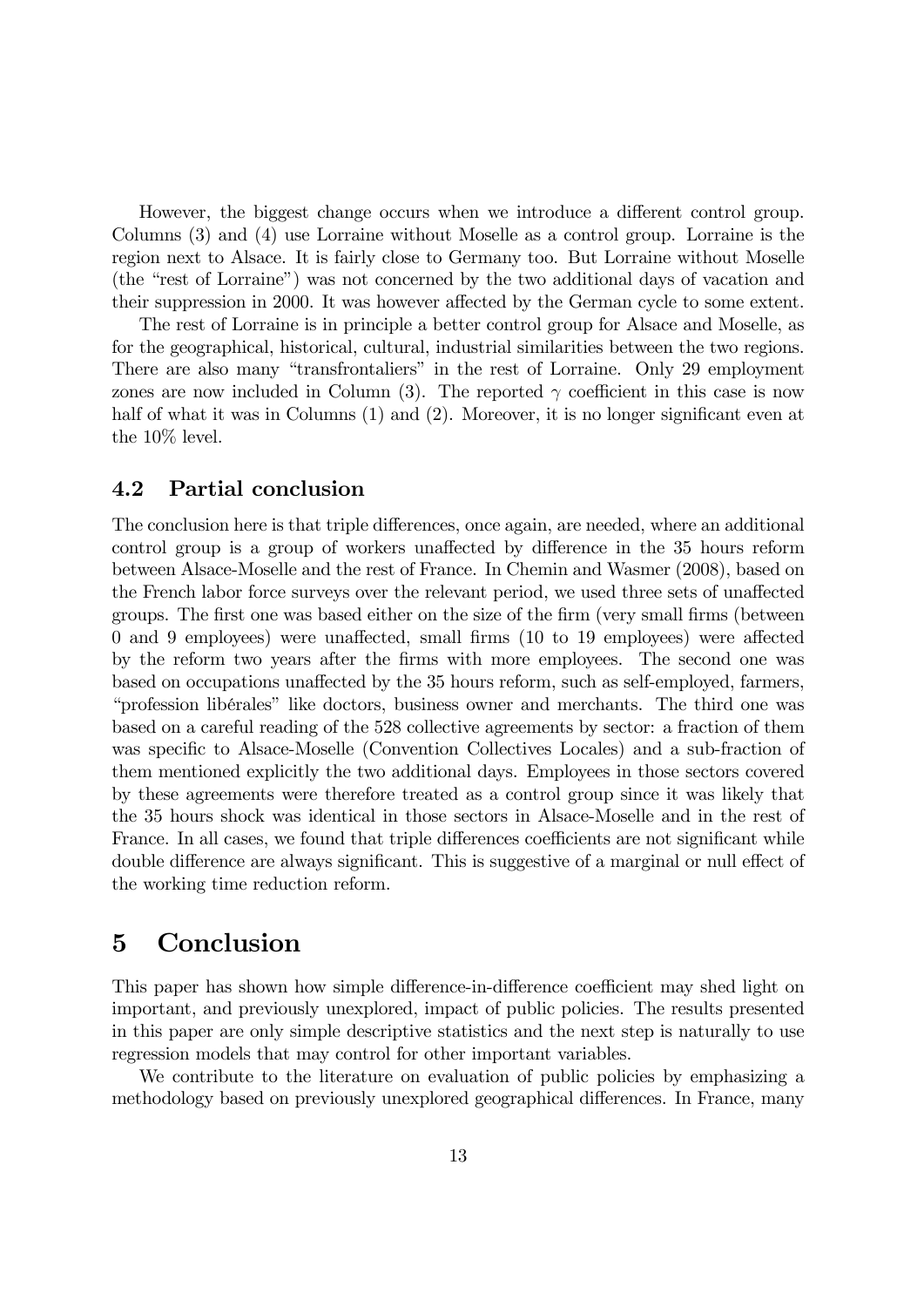However, the biggest change occurs when we introduce a different control group. Columns (3) and (4) use Lorraine without Moselle as a control group. Lorraine is the region next to Alsace. It is fairly close to Germany too. But Lorraine without Moselle (the "rest of Lorraine") was not concerned by the two additional days of vacation and their suppression in 2000. It was however affected by the German cycle to some extent.

The rest of Lorraine is in principle a better control group for Alsace and Moselle, as for the geographical, historical, cultural, industrial similarities between the two regions. There are also many "transfrontaliers" in the rest of Lorraine. Only 29 employment zones are now included in Column (3). The reported $\gamma$ coefficient in this case is now half of what it was in Columns (1) and (2). Moreover, it is no longer significant even at the 10% level.

## 4.2 Partial conclusion

The conclusion here is that triple differences, once again, are needed, where an additional control group is a group of workers unaffected by difference in the 35 hours reform between Alsace-Moselle and the rest of France. In Chemin and Wasmer (2008), based on the French labor force surveys over the relevant period, we used three sets of unaffected groups. The first one was based either on the size of the firm (very small firms (between 0 and 9 employees) were unaffected, small firms (10 to 19 employees) were affected by the reform two years after the firms with more employees. The second one was based on occupations unaffected by the 35 hours reform, such as self-employed, farmers, "profession libérales" like doctors, business owner and merchants. The third one was based on a careful reading of the 528 collective agreements by sector: a fraction of them was specific to Alsace-Moselle (Convention Collectives Locales) and a sub-fraction of them mentioned explicitly the two additional days. Employees in those sectors covered by these agreements were therefore treated as a control group since it was likely that the 35 hours shock was identical in those sectors in Alsace-Moselle and in the rest of France. In all cases, we found that triple differences coefficients are not significant while double difference are always significant. This is suggestive of a marginal or null effect of the working time reduction reform.

# 5 Conclusion

This paper has shown how simple difference-in-difference coefficient may shed light on important, and previously unexplored, impact of public policies. The results presented in this paper are only simple descriptive statistics and the next step is naturally to use regression models that may control for other important variables.

We contribute to the literature on evaluation of public policies by emphasizing a methodology based on previously unexplored geographical differences. In France, many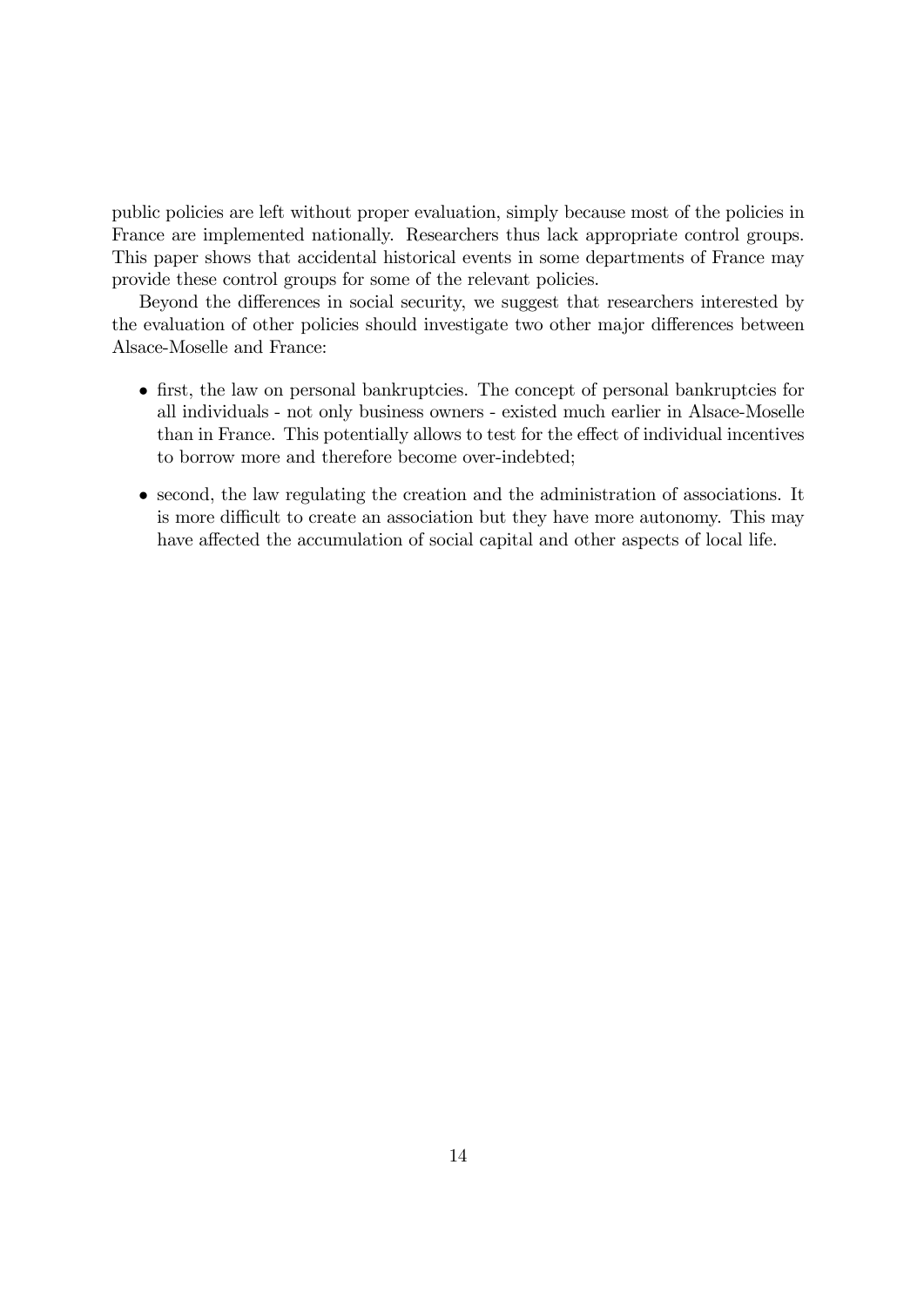public policies are left without proper evaluation, simply because most of the policies in France are implemented nationally. Researchers thus lack appropriate control groups. This paper shows that accidental historical events in some departments of France may provide these control groups for some of the relevant policies.

Beyond the differences in social security, we suggest that researchers interested by the evaluation of other policies should investigate two other major differences between Alsace-Moselle and France:

- first, the law on personal bankruptcies. The concept of personal bankruptcies for all individuals - not only business owners - existed much earlier in Alsace-Moselle than in France. This potentially allows to test for the effect of individual incentives to borrow more and therefore become over-indebted;
- second, the law regulating the creation and the administration of associations. It is more difficult to create an association but they have more autonomy. This may have affected the accumulation of social capital and other aspects of local life.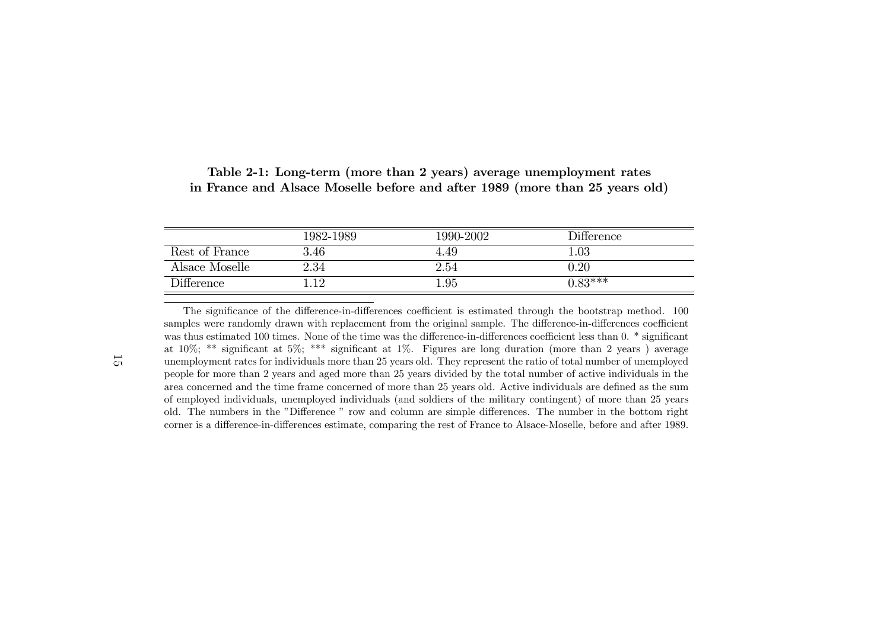**Table 2-1: Long-term (more than 2 years) average unemployment rates in France and Alsace Moselle before and after 1989 (more than 25 years old)**

| | 1982-1989 | 1990-2002 | Difference |
|---|---|---|---|
| Rest of France | 3.46 | 4.49 | 1.03 |
| Alsace Moselle | 2.34 | 2.54 | 0.20 |
| Difference | 1.12 | 1.95 | 0.83*** |

The significance of the difference-in-differences coefficient is estimated through the bootstrap method. 100 samples were randomly drawn with replacement from the original sample. The difference-in-differences coefficient was thus estimated 100 times. None of the time was the difference-in-differences coefficient less than 0. * significant at 10%; ** significant at 5%; *** significant at 1%. Figures are long duration (more than 2 years ) average unemployment rates for individuals more than 25 years old. They represent the ratio of total number of unemployed people for more than 2 years and aged more than 25 years divided by the total number of active individuals in the area concerned and the time frame concerned of more than 25 years old. Active individuals are defined as the sum of employed individuals, unemployed individuals (and soldiers of the military contingent) of more than 25 years old. The numbers in the "Difference " row and column are simple differences. The number in the bottom right corner is a difference-in-differences estimate, comparing the rest of France to Alsace-Moselle, before and after 1989.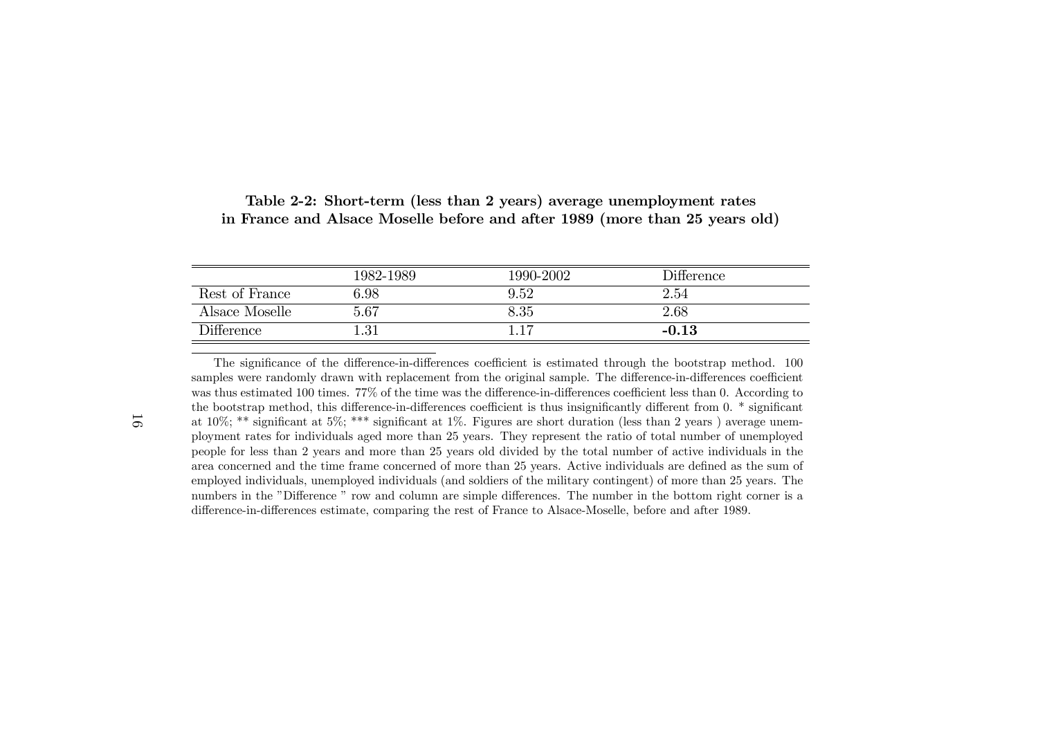**Table 2-2: Short-term (less than 2 years) average unemployment rates in France and Alsace Moselle before and after 1989 (more than 25 years old)**

| | 1982-1989 | 1990-2002 | Difference |
|---|---|---|---|
| Rest of France | 6.98 | 9.52 | 2.54 |
| Alsace Moselle | 5.67 | 8.35 | 2.68 |
| Difference | 1.31 | 1.17 | **-0.13** |

The significance of the difference-in-differences coefficient is estimated through the bootstrap method. 100 samples were randomly drawn with replacement from the original sample. The difference-in-differences coefficient was thus estimated 100 times. 77% of the time was the difference-in-differences coefficient less than 0. According to the bootstrap method, this difference-in-differences coefficient is thus insignificantly different from 0. * significant at 10%; ** significant at 5%; *** significant at 1%. Figures are short duration (less than 2 years ) average unemployment rates for individuals aged more than 25 years. They represent the ratio of total number of unemployed people for less than 2 years and more than 25 years old divided by the total number of active individuals in the area concerned and the time frame concerned of more than 25 years. Active individuals are defined as the sum of employed individuals, unemployed individuals (and soldiers of the military contingent) of more than 25 years. The numbers in the "Difference " row and column are simple differences. The number in the bottom right corner is a difference-in-differences estimate, comparing the rest of France to Alsace-Moselle, before and after 1989.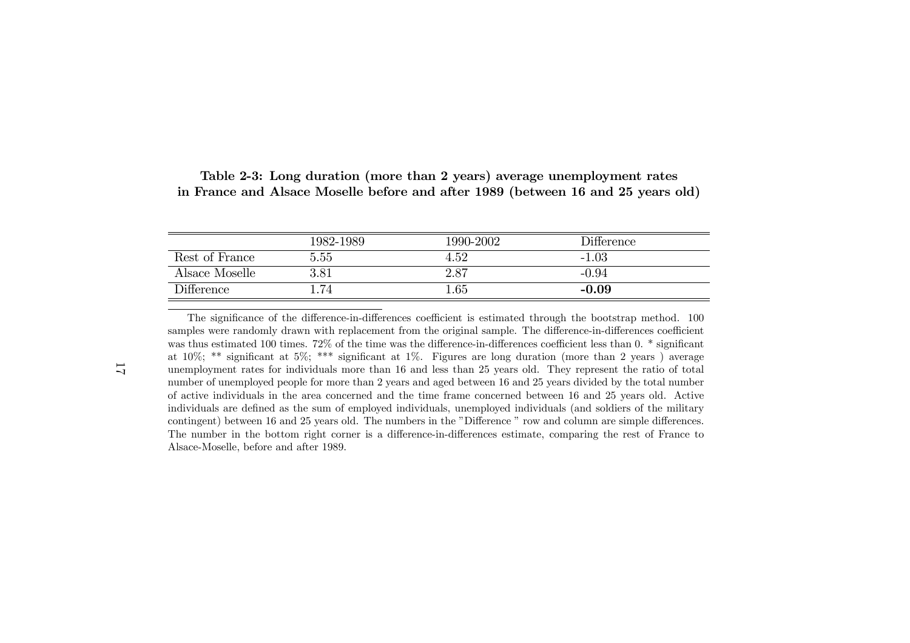**Table 2-3: Long duration (more than 2 years) average unemployment rates in France and Alsace Moselle before and after 1989 (between 16 and 25 years old)**

| | 1982-1989 | 1990-2002 | Difference |
|---|---|---|---|
| Rest of France | 5.55 | 4.52 | -1.03 |
| Alsace Moselle | 3.81 | 2.87 | -0.94 |
| Difference | 1.74 | 1.65 | **-0.09** |

The significance of the difference-in-differences coefficient is estimated through the bootstrap method. 100 samples were randomly drawn with replacement from the original sample. The difference-in-differences coefficient was thus estimated 100 times. 72% of the time was the difference-in-differences coefficient less than 0. * significant at 10%; ** significant at 5%; *** significant at 1%. Figures are long duration (more than 2 years ) average unemployment rates for individuals more than 16 and less than 25 years old. They represent the ratio of total number of unemployed people for more than 2 years and aged between 16 and 25 years divided by the total number of active individuals in the area concerned and the time frame concerned between 16 and 25 years old. Active individuals are defined as the sum of employed individuals, unemployed individuals (and soldiers of the military contingent) between 16 and 25 years old. The numbers in the "Difference " row and column are simple differences. The number in the bottom right corner is a difference-in-differences estimate, comparing the rest of France to Alsace-Moselle, before and after 1989.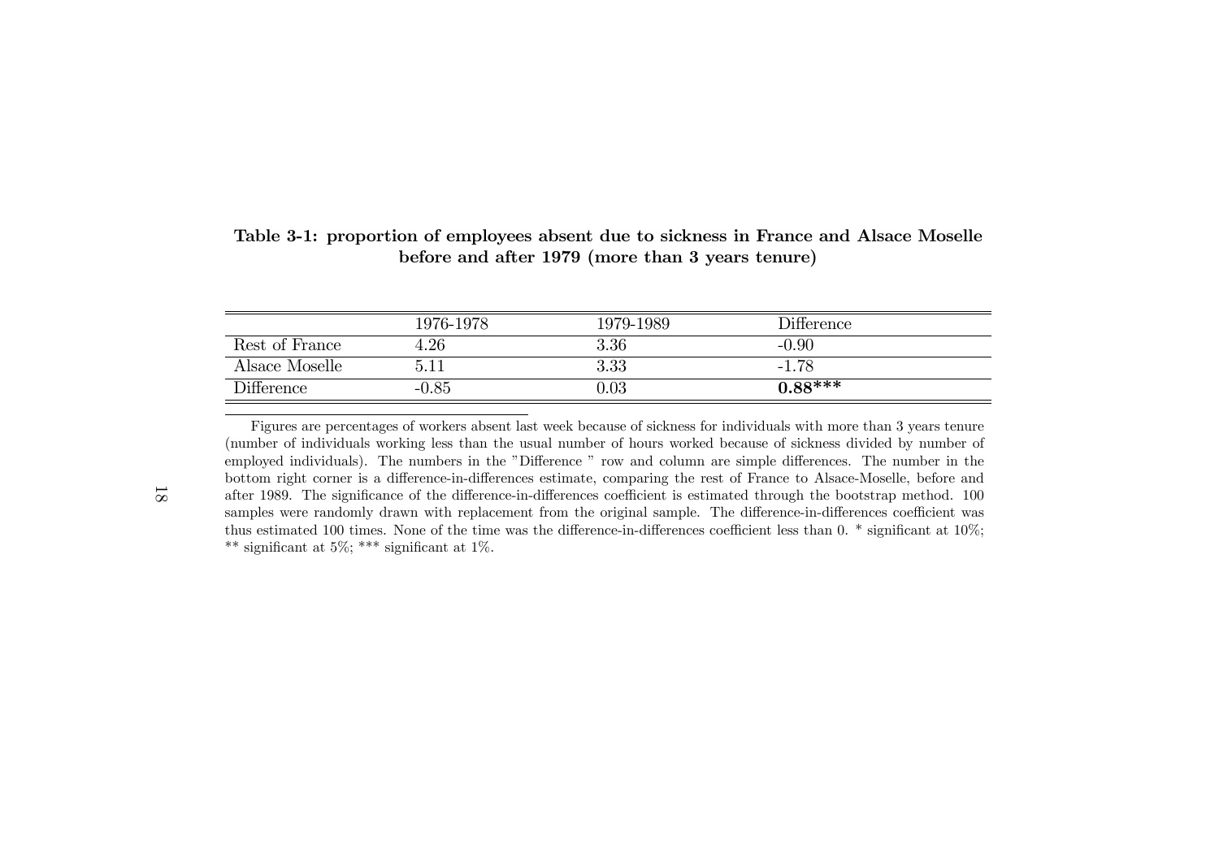**Table 3-1: proportion of employees absent due to sickness in France and Alsace Moselle before and after 1979 (more than 3 years tenure)**

| | 1976-1978 | 1979-1989 | Difference |
|---|---|---|---|
| Rest of France | 4.26 | 3.36 | -0.90 |
| Alsace Moselle | 5.11 | 3.33 | -1.78 |
| Difference | -0.85 | 0.03 | **0.88*** ** |

Figures are percentages of workers absent last week because of sickness for individuals with more than 3 years tenure (number of individuals working less than the usual number of hours worked because of sickness divided by number of employed individuals). The numbers in the "Difference " row and column are simple differences. The number in the bottom right corner is a difference-in-differences estimate, comparing the rest of France to Alsace-Moselle, before and after 1989. The significance of the difference-in-differences coefficient is estimated through the bootstrap method. 100 samples were randomly drawn with replacement from the original sample. The difference-in-differences coefficient was thus estimated 100 times. None of the time was the difference-in-differences coefficient less than 0. * significant at 10%; ** significant at 5%; *** significant at 1%.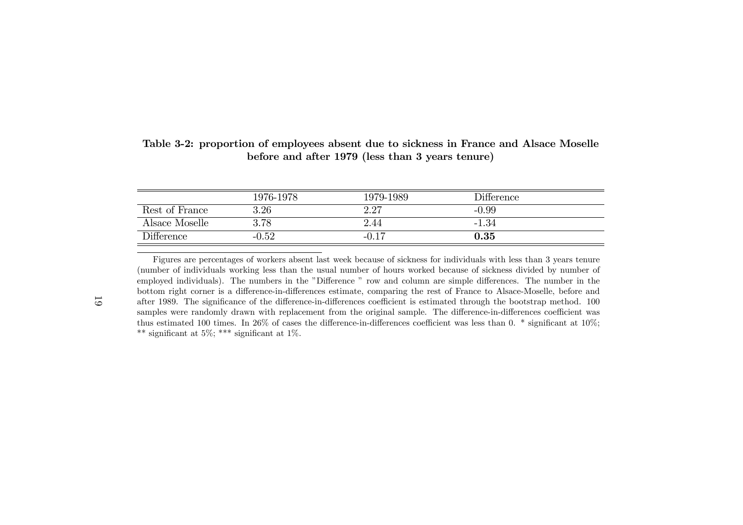**Table 3-2: proportion of employees absent due to sickness in France and Alsace Moselle before and after 1979 (less than 3 years tenure)**

| | 1976-1978 | 1979-1989 | Difference |
|---|---|---|---|
| Rest of France | 3.26 | 2.27 | -0.99 |
| Alsace Moselle | 3.78 | 2.44 | -1.34 |
| Difference | -0.52 | -0.17 | **0.35** |

Figures are percentages of workers absent last week because of sickness for individuals with less than 3 years tenure (number of individuals working less than the usual number of hours worked because of sickness divided by number of employed individuals). The numbers in the "Difference " row and column are simple differences. The number in the bottom right corner is a difference-in-differences estimate, comparing the rest of France to Alsace-Moselle, before and after 1989. The significance of the difference-in-differences coefficient is estimated through the bootstrap method. 100 samples were randomly drawn with replacement from the original sample. The difference-in-differences coefficient was thus estimated 100 times. In 26% of cases the difference-in-differences coefficient was less than 0. * significant at 10%; ** significant at 5%; *** significant at 1%.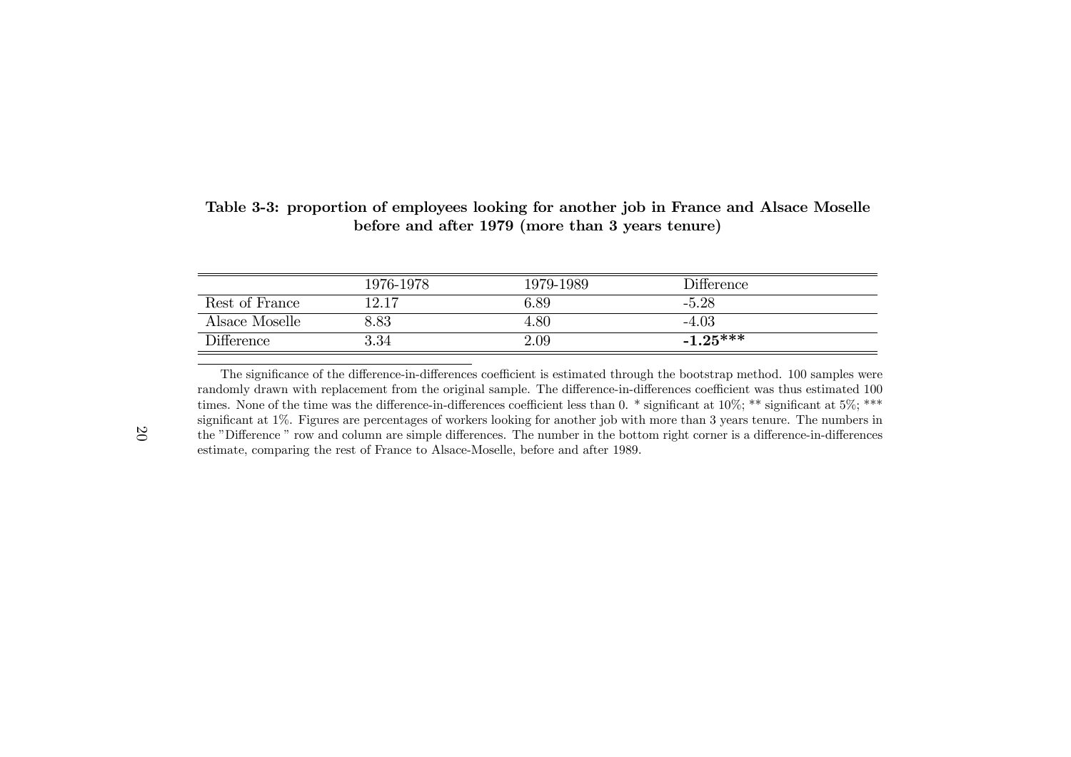**Table 3-3: proportion of employees looking for another job in France and Alsace Moselle before and after 1979 (more than 3 years tenure)**

| | 1976-1978 | 1979-1989 | Difference |
|---|---|---|---|
| Rest of France | 12.17 | 6.89 | -5.28 |
| Alsace Moselle | 8.83 | 4.80 | -4.03 |
| Difference | 3.34 | 2.09 | **-1.25*** ** |

The significance of the difference-in-differences coefficient is estimated through the bootstrap method. 100 samples were randomly drawn with replacement from the original sample. The difference-in-differences coefficient was thus estimated 100 times. None of the time was the difference-in-differences coefficient less than 0. * significant at 10%; ** significant at 5%; *** significant at 1%. Figures are percentages of workers looking for another job with more than 3 years tenure. The numbers in the "Difference " row and column are simple differences. The number in the bottom right corner is a difference-in-differences estimate, comparing the rest of France to Alsace-Moselle, before and after 1989.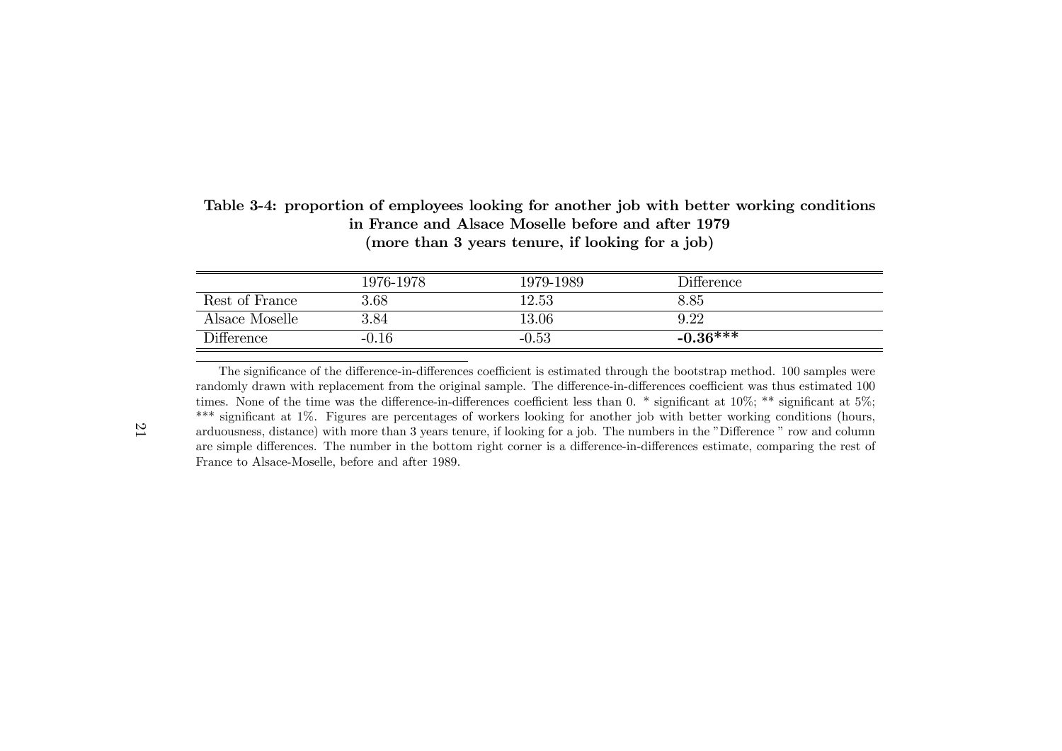**Table 3-4: proportion of employees looking for another job with better working conditions in France and Alsace Moselle before and after 1979 (more than 3 years tenure, if looking for a job)**

| | 1976-1978 | 1979-1989 | Difference |
|---|---|---|---|
| Rest of France | 3.68 | 12.53 | 8.85 |
| Alsace Moselle | 3.84 | 13.06 | 9.22 |
| Difference | -0.16 | -0.53 | **-0.36*** ** |

The significance of the difference-in-differences coefficient is estimated through the bootstrap method. 100 samples were randomly drawn with replacement from the original sample. The difference-in-differences coefficient was thus estimated 100 times. None of the time was the difference-in-differences coefficient less than 0. * significant at 10%; ** significant at 5%; *** significant at 1%. Figures are percentages of workers looking for another job with better working conditions (hours, arduousness, distance) with more than 3 years tenure, if looking for a job. The numbers in the "Difference " row and column are simple differences. The number in the bottom right corner is a difference-in-differences estimate, comparing the rest of France to Alsace-Moselle, before and after 1989.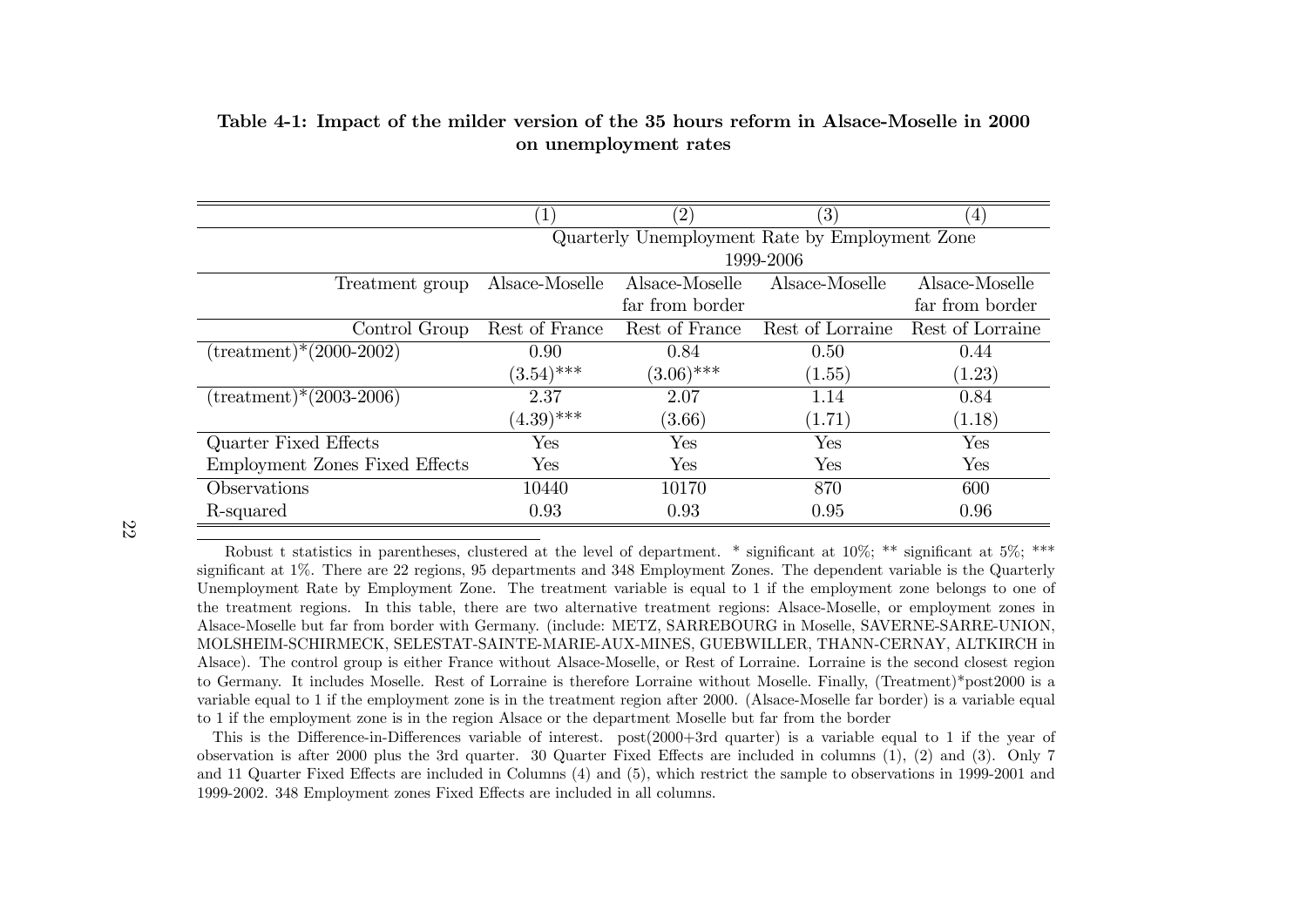**Table 4-1: Impact of the milder version of the 35 hours reform in Alsace-Moselle in 2000 on unemployment rates**

| | (1) | (2) | (3) | (4) |
|---|---|---|---|---|
| | Quarterly Unemployment Rate by Employment Zone 1999-2006 | | | |
| Treatment group | Alsace-Moselle | Alsace-Moselle far from border | Alsace-Moselle | Alsace-Moselle far from border |
| Control Group | Rest of France | Rest of France | Rest of Lorraine | Rest of Lorraine |
| (treatment)*(2000-2002) | 0.90 | 0.84 | 0.50 | 0.44 |
| | (3.54)*** | (3.06)*** | (1.55) | (1.23) |
| (treatment)*(2003-2006) | 2.37 | 2.07 | 1.14 | 0.84 |
| | (4.39)*** | (3.66) | (1.71) | (1.18) |
| Quarter Fixed Effects | Yes | Yes | Yes | Yes |
| Employment Zones Fixed Effects | Yes | Yes | Yes | Yes |
| Observations | 10440 | 10170 | 870 | 600 |
| R-squared | 0.93 | 0.93 | 0.95 | 0.96 |

Robust t statistics in parentheses, clustered at the level of department. * significant at 10%; ** significant at 5%; *** significant at 1%. There are 22 regions, 95 departments and 348 Employment Zones. The dependent variable is the Quarterly Unemployment Rate by Employment Zone. The treatment variable is equal to 1 if the employment zone belongs to one of the treatment regions. In this table, there are two alternative treatment regions: Alsace-Moselle, or employment zones in Alsace-Moselle but far from border with Germany. (include: METZ, SARREBOURG in Moselle, SAVERNE-SARRE-UNION, MOLSHEIM-SCHIRMECK, SELESTAT-SAINTE-MARIE-AUX-MINES, GUEBWILLER, THANN-CERNAY, ALTKIRCH in Alsace). The control group is either France without Alsace-Moselle, or Rest of Lorraine. Lorraine is the second closest region to Germany. It includes Moselle. Rest of Lorraine is therefore Lorraine without Moselle. Finally, (Treatment)*post2000 is a variable equal to 1 if the employment zone is in the treatment region after 2000. (Alsace-Moselle far border) is a variable equal to 1 if the employment zone is in the region Alsace or the department Moselle but far from the border

This is the Difference-in-Differences variable of interest. post(2000+3rd quarter) is a variable equal to 1 if the year of observation is after 2000 plus the 3rd quarter. 30 Quarter Fixed Effects are included in columns (1), (2) and (3). Only 7 and 11 Quarter Fixed Effects are included in Columns (4) and (5), which restrict the sample to observations in 1999-2001 and 1999-2002. 348 Employment zones Fixed Effects are included in all columns.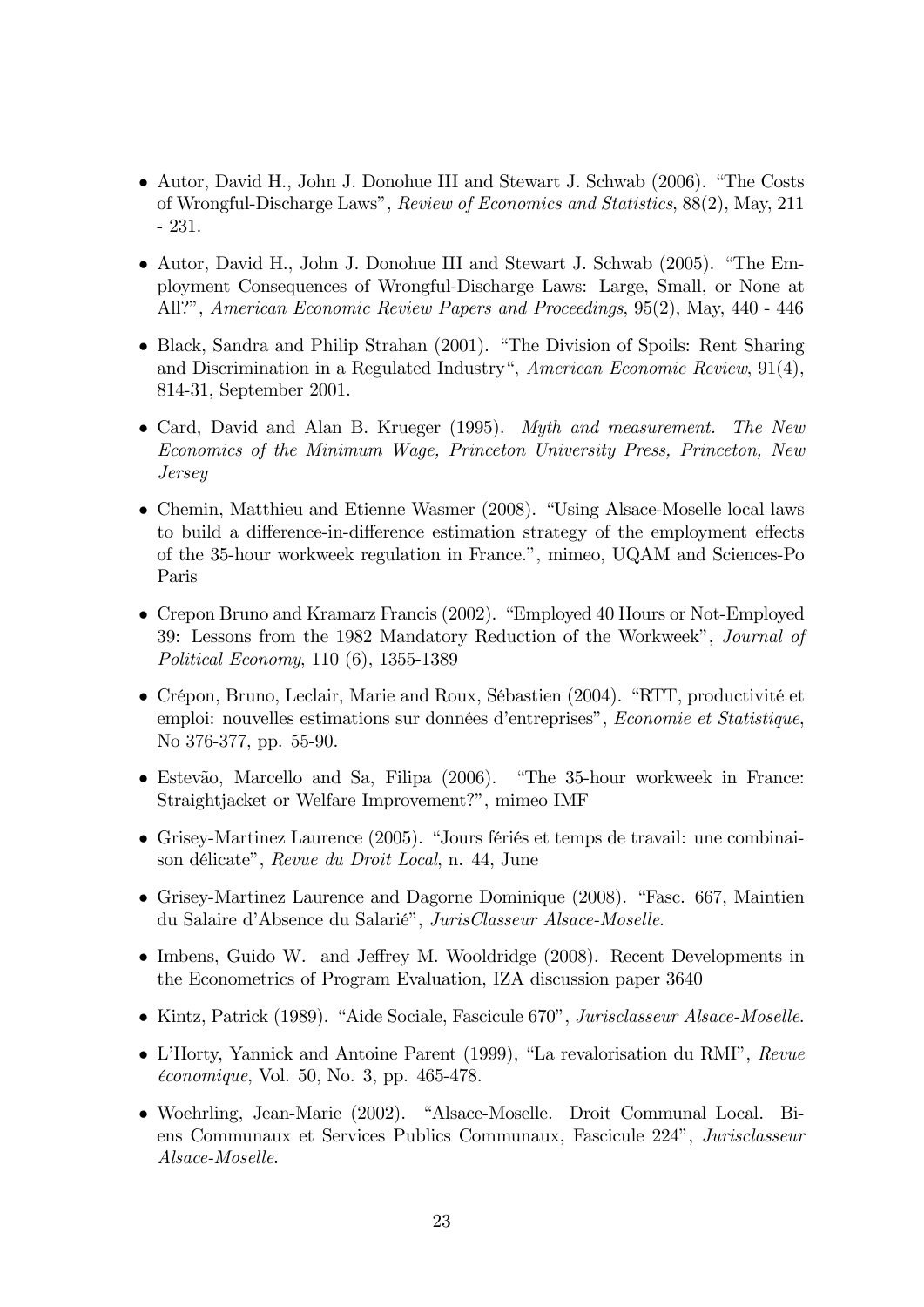- Autor, David H., John J. Donohue III and Stewart J. Schwab (2006). "The Costs of Wrongful-Discharge Laws", *Review of Economics and Statistics*, 88(2), May, 211 - 231.

- Autor, David H., John J. Donohue III and Stewart J. Schwab (2005). "The Employment Consequences of Wrongful-Discharge Laws: Large, Small, or None at All?", *American Economic Review Papers and Proceedings*, 95(2), May, 440 - 446

- Black, Sandra and Philip Strahan (2001). "The Division of Spoils: Rent Sharing and Discrimination in a Regulated Industry", *American Economic Review*, 91(4), 814-31, September 2001.

- Card, David and Alan B. Krueger (1995). *Myth and measurement. The New Economics of the Minimum Wage, Princeton University Press, Princeton, New Jersey*

- Chemin, Matthieu and Etienne Wasmer (2008). "Using Alsace-Moselle local laws to build a difference-in-difference estimation strategy of the employment effects of the 35-hour workweek regulation in France.", mimeo, UQAM and Sciences-Po Paris

- Crepon Bruno and Kramarz Francis (2002). "Employed 40 Hours or Not-Employed 39: Lessons from the 1982 Mandatory Reduction of the Workweek", *Journal of Political Economy*, 110 (6), 1355-1389

- Crépon, Bruno, Leclair, Marie and Roux, Sébastien (2004). "RTT, productivité et emploi: nouvelles estimations sur données d'entreprises", *Economie et Statistique*, No 376-377, pp. 55-90.

- Estevão, Marcello and Sa, Filipa (2006). "The 35-hour workweek in France: Straightjacket or Welfare Improvement?", mimeo IMF

- Grisey-Martinez Laurence (2005). "Jours fériés et temps de travail: une combinaison délicate", *Revue du Droit Local*, n. 44, June

- Grisey-Martinez Laurence and Dagorne Dominique (2008). "Fasc. 667, Maintien du Salaire d'Absence du Salarié", *JurisClasseur Alsace-Moselle*.

- Imbens, Guido W. and Jeffrey M. Wooldridge (2008). Recent Developments in the Econometrics of Program Evaluation, IZA discussion paper 3640

- Kintz, Patrick (1989). "Aide Sociale, Fascicule 670", *Jurisclasseur Alsace-Moselle*.

- L'Horty, Yannick and Antoine Parent (1999), "La revalorisation du RMI", *Revue économique*, Vol. 50, No. 3, pp. 465-478.

- Woehrling, Jean-Marie (2002). "Alsace-Moselle. Droit Communal Local. Biens Communaux et Services Publics Communaux, Fascicule 224", *Jurisclasseur Alsace-Moselle*.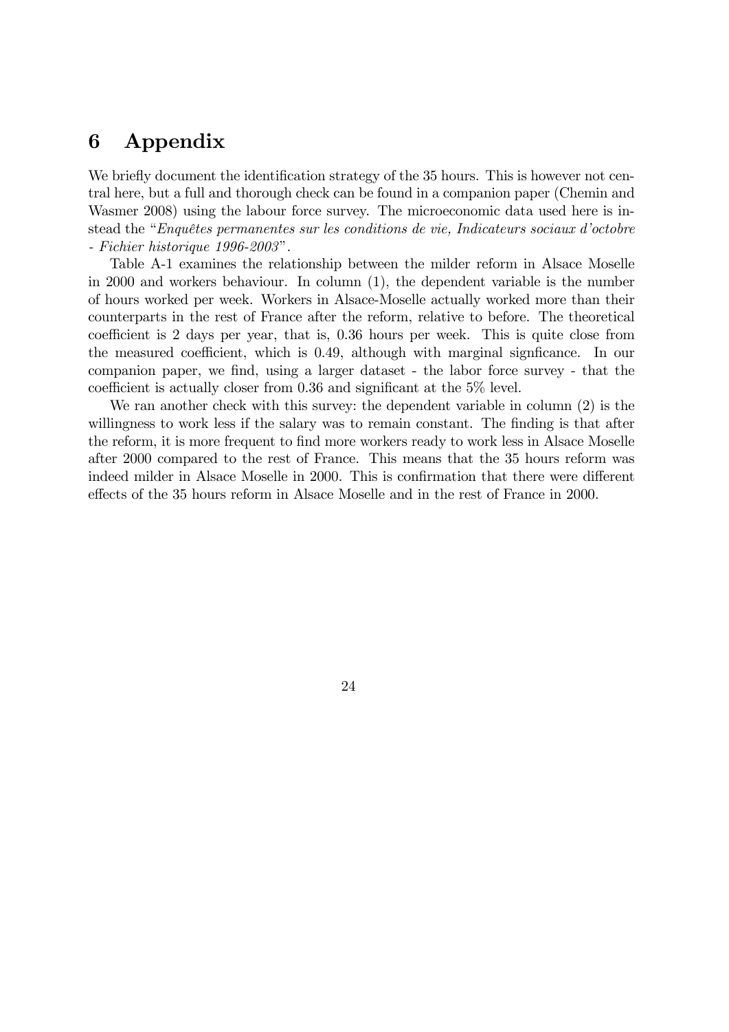# 6 Appendix

We briefly document the identification strategy of the 35 hours. This is however not central here, but a full and thorough check can be found in a companion paper (Chemin and Wasmer 2008) using the labour force survey. The microeconomic data used here is instead the "*Enquêtes permanentes sur les conditions de vie, Indicateurs sociaux d'octobre - Fichier historique 1996-2003*".

Table A-1 examines the relationship between the milder reform in Alsace Moselle in 2000 and workers behaviour. In column (1), the dependent variable is the number of hours worked per week. Workers in Alsace-Moselle actually worked more than their counterparts in the rest of France after the reform, relative to before. The theoretical coefficient is 2 days per year, that is, 0.36 hours per week. This is quite close from the measured coefficient, which is 0.49, although with marginal signficance. In our companion paper, we find, using a larger dataset - the labor force survey - that the coefficient is actually closer from 0.36 and significant at the 5% level.

We ran another check with this survey: the dependent variable in column (2) is the willingness to work less if the salary was to remain constant. The finding is that after the reform, it is more frequent to find more workers ready to work less in Alsace Moselle after 2000 compared to the rest of France. This means that the 35 hours reform was indeed milder in Alsace Moselle in 2000. This is confirmation that there were different effects of the 35 hours reform in Alsace Moselle and in the rest of France in 2000.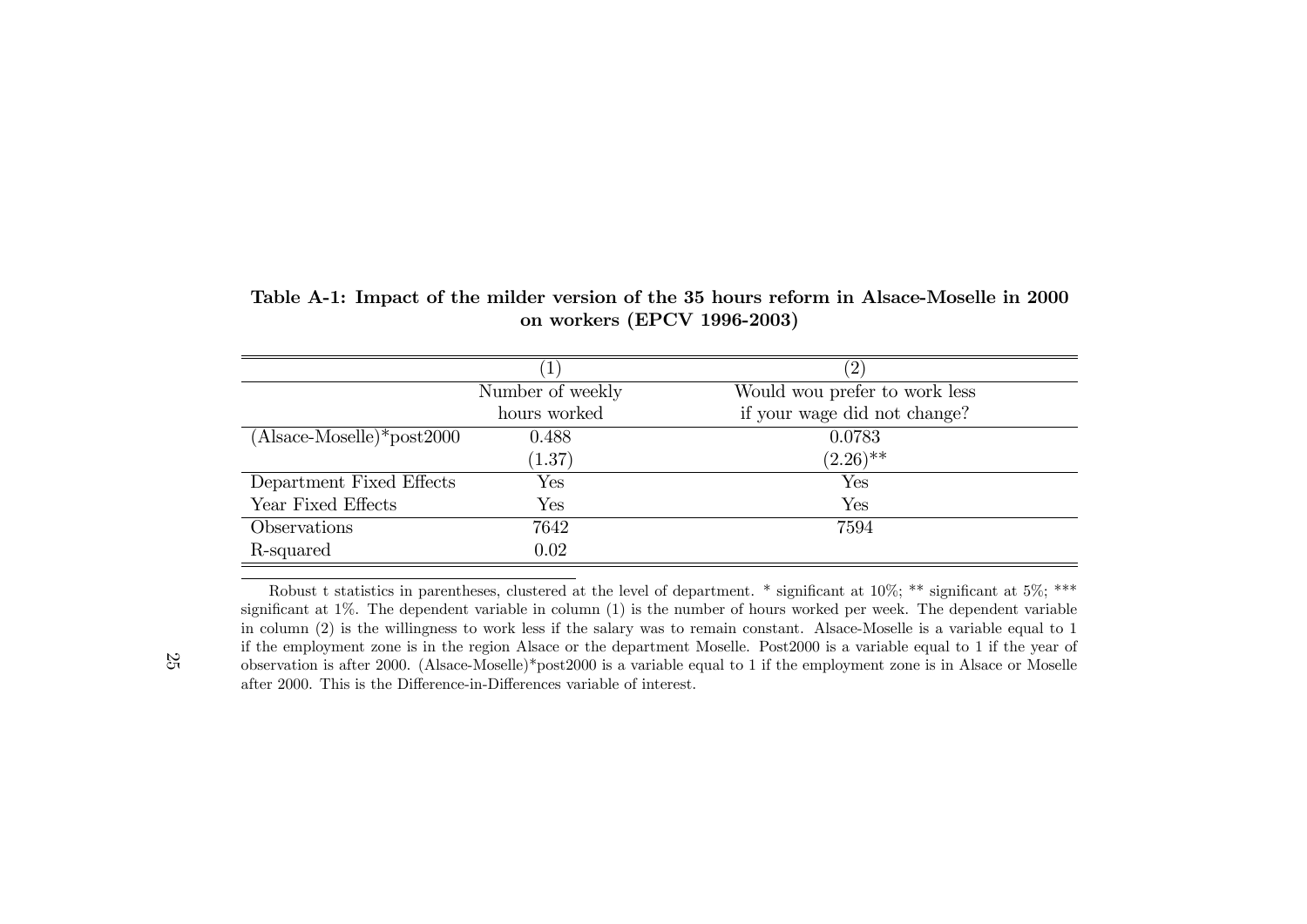**Table A-1: Impact of the milder version of the 35 hours reform in Alsace-Moselle in 2000 on workers (EPCV 1996-2003)**

| | (1) | (2) |
|---|---|---|
| | Number of weekly hours worked | Would wou prefer to work less if your wage did not change? |
| (Alsace-Moselle)*post2000 | 0.488 | 0.0783 |
| | (1.37) | (2.26)** |
| Department Fixed Effects | Yes | Yes |
| Year Fixed Effects | Yes | Yes |
| Observations | 7642 | 7594 |
| R-squared | 0.02 | |

Robust t statistics in parentheses, clustered at the level of department. * significant at 10%; ** significant at 5%; *** significant at 1%. The dependent variable in column (1) is the number of hours worked per week. The dependent variable in column (2) is the willingness to work less if the salary was to remain constant. Alsace-Moselle is a variable equal to 1 if the employment zone is in the region Alsace or the department Moselle. Post2000 is a variable equal to 1 if the year of observation is after 2000. (Alsace-Moselle)*post2000 is a variable equal to 1 if the employment zone is in Alsace or Moselle after 2000. This is the Difference-in-Differences variable of interest.